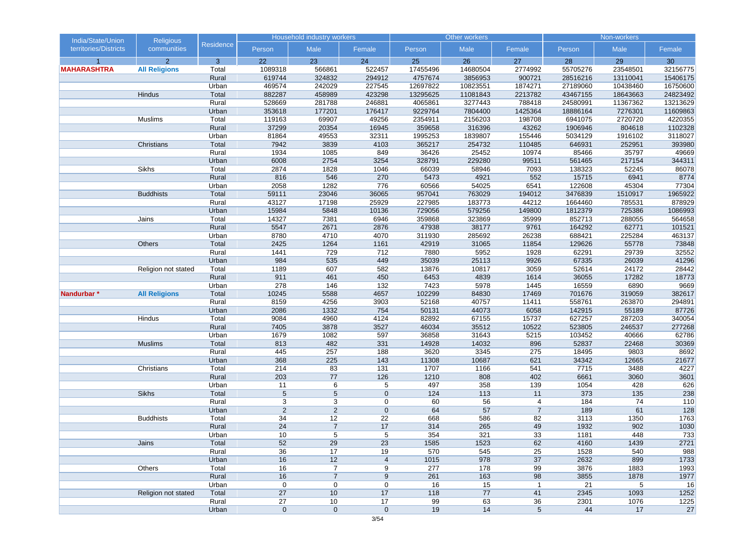| India/State/Union territories/Districts | Religious communities | Residence | Household industry workers | | | Other workers | | | Non-workers | | |
|---|---|---|---|---|---|---|---|---|---|---|---|
| | | | Person | Male | Female | Person | Male | Female | Person | Male | Female |
| 1 | 2 | 3 | 22 | 23 | 24 | 25 | 26 | 27 | 28 | 29 | 30 |
| **MAHARASHTRA** | **All Religions** | Total | 1089318 | 566861 | 522457 | 17455496 | 14680504 | 2774992 | 55705276 | 23548501 | 32156775 |
| | | Rural | 619744 | 324832 | 294912 | 4757674 | 3856953 | 900721 | 28516216 | 13110041 | 15406175 |
| | | Urban | 469574 | 242029 | 227545 | 12697822 | 10823551 | 1874271 | 27189060 | 10438460 | 16750600 |
| | Hindus | Total | 882287 | 458989 | 423298 | 13295625 | 11081843 | 2213782 | 43467155 | 18643663 | 24823492 |
| | | Rural | 528669 | 281788 | 246881 | 4065861 | 3277443 | 788418 | 24580991 | 11367362 | 13213629 |
| | | Urban | 353618 | 177201 | 176417 | 9229764 | 7804400 | 1425364 | 18886164 | 7276301 | 11609863 |
| | Muslims | Total | 119163 | 69907 | 49256 | 2354911 | 2156203 | 198708 | 6941075 | 2720720 | 4220355 |
| | | Rural | 37299 | 20354 | 16945 | 359658 | 316396 | 43262 | 1906946 | 804618 | 1102328 |
| | | Urban | 81864 | 49553 | 32311 | 1995253 | 1839807 | 155446 | 5034129 | 1916102 | 3118027 |
| | Christians | Total | 7942 | 3839 | 4103 | 365217 | 254732 | 110485 | 646931 | 252951 | 393980 |
| | | Rural | 1934 | 1085 | 849 | 36426 | 25452 | 10974 | 85466 | 35797 | 49669 |
| | | Urban | 6008 | 2754 | 3254 | 328791 | 229280 | 99511 | 561465 | 217154 | 344311 |
| | Sikhs | Total | 2874 | 1828 | 1046 | 66039 | 58946 | 7093 | 138323 | 52245 | 86078 |
| | | Rural | 816 | 546 | 270 | 5473 | 4921 | 552 | 15715 | 6941 | 8774 |
| | | Urban | 2058 | 1282 | 776 | 60566 | 54025 | 6541 | 122608 | 45304 | 77304 |
| | Buddhists | Total | 59111 | 23046 | 36065 | 957041 | 763029 | 194012 | 3476839 | 1510917 | 1965922 |
| | | Rural | 43127 | 17198 | 25929 | 227985 | 183773 | 44212 | 1664460 | 785531 | 878929 |
| | | Urban | 15984 | 5848 | 10136 | 729056 | 579256 | 149800 | 1812379 | 725386 | 1086993 |
| | Jains | Total | 14327 | 7381 | 6946 | 359868 | 323869 | 35999 | 852713 | 288055 | 564658 |
| | | Rural | 5547 | 2671 | 2876 | 47938 | 38177 | 9761 | 164292 | 62771 | 101521 |
| | | Urban | 8780 | 4710 | 4070 | 311930 | 285692 | 26238 | 688421 | 225284 | 463137 |
| | Others | Total | 2425 | 1264 | 1161 | 42919 | 31065 | 11854 | 129626 | 55778 | 73848 |
| | | Rural | 1441 | 729 | 712 | 7880 | 5952 | 1928 | 62291 | 29739 | 32552 |
| | | Urban | 984 | 535 | 449 | 35039 | 25113 | 9926 | 67335 | 26039 | 41296 |
| | Religion not stated | Total | 1189 | 607 | 582 | 13876 | 10817 | 3059 | 52614 | 24172 | 28442 |
| | | Rural | 911 | 461 | 450 | 6453 | 4839 | 1614 | 36055 | 17282 | 18773 |
| | | Urban | 278 | 146 | 132 | 7423 | 5978 | 1445 | 16559 | 6890 | 9669 |
| **Nandurbar *** | **All Religions** | Total | 10245 | 5588 | 4657 | 102299 | 84830 | 17469 | 701676 | 319059 | 382617 |
| | | Rural | 8159 | 4256 | 3903 | 52168 | 40757 | 11411 | 558761 | 263870 | 294891 |
| | | Urban | 2086 | 1332 | 754 | 50131 | 44073 | 6058 | 142915 | 55189 | 87726 |
| | Hindus | Total | 9084 | 4960 | 4124 | 82892 | 67155 | 15737 | 627257 | 287203 | 340054 |
| | | Rural | 7405 | 3878 | 3527 | 46034 | 35512 | 10522 | 523805 | 246537 | 277268 |
| | | Urban | 1679 | 1082 | 597 | 36858 | 31643 | 5215 | 103452 | 40666 | 62786 |
| | Muslims | Total | 813 | 482 | 331 | 14928 | 14032 | 896 | 52837 | 22468 | 30369 |
| | | Rural | 445 | 257 | 188 | 3620 | 3345 | 275 | 18495 | 9803 | 8692 |
| | | Urban | 368 | 225 | 143 | 11308 | 10687 | 621 | 34342 | 12665 | 21677 |
| | Christians | Total | 214 | 83 | 131 | 1707 | 1166 | 541 | 7715 | 3488 | 4227 |
| | | Rural | 203 | 77 | 126 | 1210 | 808 | 402 | 6661 | 3060 | 3601 |
| | | Urban | 11 | 6 | 5 | 497 | 358 | 139 | 1054 | 428 | 626 |
| | Sikhs | Total | 5 | 5 | 0 | 124 | 113 | 11 | 373 | 135 | 238 |
| | | Rural | 3 | 3 | 0 | 60 | 56 | 4 | 184 | 74 | 110 |
| | | Urban | 2 | 2 | 0 | 64 | 57 | 7 | 189 | 61 | 128 |
| | Buddhists | Total | 34 | 12 | 22 | 668 | 586 | 82 | 3113 | 1350 | 1763 |
| | | Rural | 24 | 7 | 17 | 314 | 265 | 49 | 1932 | 902 | 1030 |
| | | Urban | 10 | 5 | 5 | 354 | 321 | 33 | 1181 | 448 | 733 |
| | Jains | Total | 52 | 29 | 23 | 1585 | 1523 | 62 | 4160 | 1439 | 2721 |
| | | Rural | 36 | 17 | 19 | 570 | 545 | 25 | 1528 | 540 | 988 |
| | | Urban | 16 | 12 | 4 | 1015 | 978 | 37 | 2632 | 899 | 1733 |
| | Others | Total | 16 | 7 | 9 | 277 | 178 | 99 | 3876 | 1883 | 1993 |
| | | Rural | 16 | 7 | 9 | 261 | 163 | 98 | 3855 | 1878 | 1977 |
| | | Urban | 0 | 0 | 0 | 16 | 15 | 1 | 21 | 5 | 16 |
| | Religion not stated | Total | 27 | 10 | 17 | 118 | 77 | 41 | 2345 | 1093 | 1252 |
| | | Rural | 27 | 10 | 17 | 99 | 63 | 36 | 2301 | 1076 | 1225 |
| | | Urban | 0 | 0 | 0 | 19 | 14 | 5 | 44 | 17 | 27 |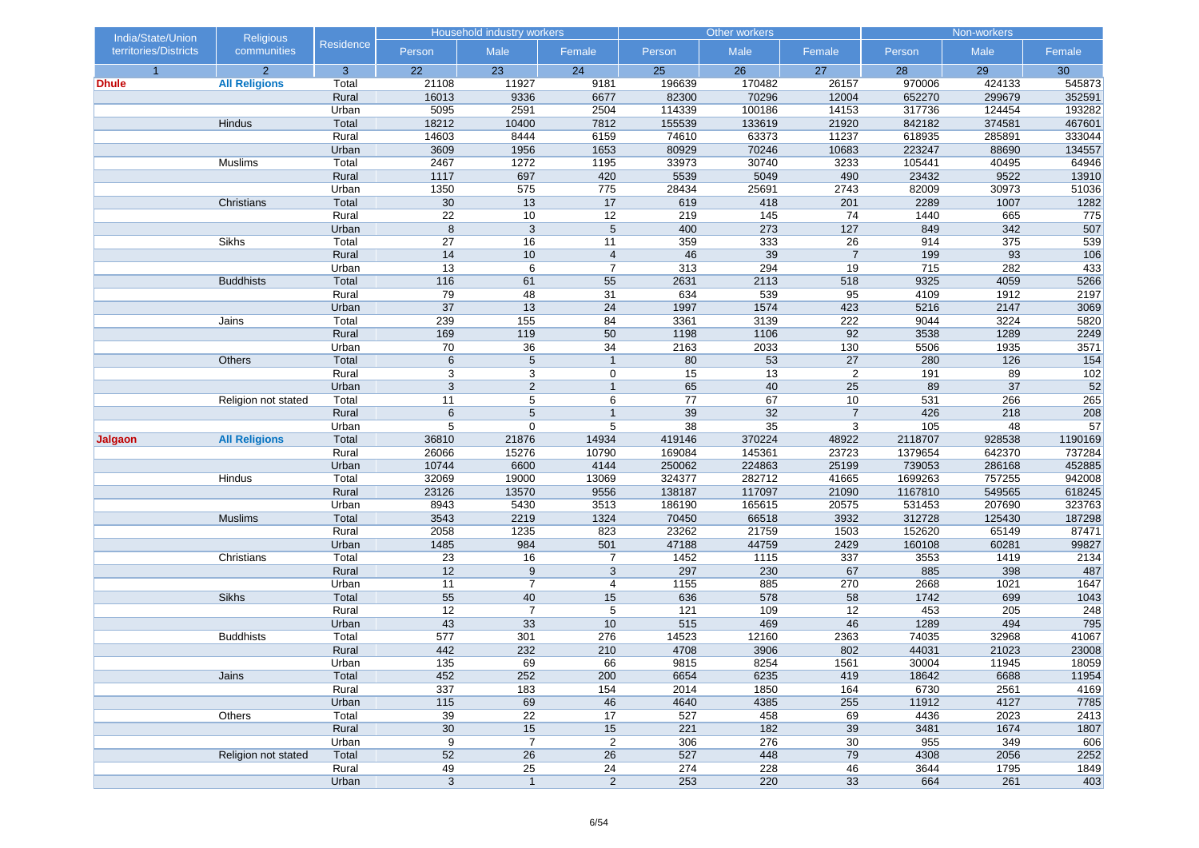| India/State/Union territories/Districts | Religious communities | Residence | Household industry workers | | | Other workers | | | Non-workers | | |
|---|---|---|---|---|---|---|---|---|---|---|---|
| | | | Person | Male | Female | Person | Male | Female | Person | Male | Female |
| 1 | 2 | 3 | 22 | 23 | 24 | 25 | 26 | 27 | 28 | 29 | 30 |
| **Dhule** | **All Religions** | Total | 21108 | 11927 | 9181 | 196639 | 170482 | 26157 | 970006 | 424133 | 545873 |
| | | Rural | 16013 | 9336 | 6677 | 82300 | 70296 | 12004 | 652270 | 299679 | 352591 |
| | | Urban | 5095 | 2591 | 2504 | 114339 | 100186 | 14153 | 317736 | 124454 | 193282 |
| | Hindus | Total | 18212 | 10400 | 7812 | 155539 | 133619 | 21920 | 842182 | 374581 | 467601 |
| | | Rural | 14603 | 8444 | 6159 | 74610 | 63373 | 11237 | 618935 | 285891 | 333044 |
| | | Urban | 3609 | 1956 | 1653 | 80929 | 70246 | 10683 | 223247 | 88690 | 134557 |
| | Muslims | Total | 2467 | 1272 | 1195 | 33973 | 30740 | 3233 | 105441 | 40495 | 64946 |
| | | Rural | 1117 | 697 | 420 | 5539 | 5049 | 490 | 23432 | 9522 | 13910 |
| | | Urban | 1350 | 575 | 775 | 28434 | 25691 | 2743 | 82009 | 30973 | 51036 |
| | Christians | Total | 30 | 13 | 17 | 619 | 418 | 201 | 2289 | 1007 | 1282 |
| | | Rural | 22 | 10 | 12 | 219 | 145 | 74 | 1440 | 665 | 775 |
| | | Urban | 8 | 3 | 5 | 400 | 273 | 127 | 849 | 342 | 507 |
| | Sikhs | Total | 27 | 16 | 11 | 359 | 333 | 26 | 914 | 375 | 539 |
| | | Rural | 14 | 10 | 4 | 46 | 39 | 7 | 199 | 93 | 106 |
| | | Urban | 13 | 6 | 7 | 313 | 294 | 19 | 715 | 282 | 433 |
| | Buddhists | Total | 116 | 61 | 55 | 2631 | 2113 | 518 | 9325 | 4059 | 5266 |
| | | Rural | 79 | 48 | 31 | 634 | 539 | 95 | 4109 | 1912 | 2197 |
| | | Urban | 37 | 13 | 24 | 1997 | 1574 | 423 | 5216 | 2147 | 3069 |
| | Jains | Total | 239 | 155 | 84 | 3361 | 3139 | 222 | 9044 | 3224 | 5820 |
| | | Rural | 169 | 119 | 50 | 1198 | 1106 | 92 | 3538 | 1289 | 2249 |
| | | Urban | 70 | 36 | 34 | 2163 | 2033 | 130 | 5506 | 1935 | 3571 |
| | Others | Total | 6 | 5 | 1 | 80 | 53 | 27 | 280 | 126 | 154 |
| | | Rural | 3 | 3 | 0 | 15 | 13 | 2 | 191 | 89 | 102 |
| | | Urban | 3 | 2 | 1 | 65 | 40 | 25 | 89 | 37 | 52 |
| | Religion not stated | Total | 11 | 5 | 6 | 77 | 67 | 10 | 531 | 266 | 265 |
| | | Rural | 6 | 5 | 1 | 39 | 32 | 7 | 426 | 218 | 208 |
| | | Urban | 5 | 0 | 5 | 38 | 35 | 3 | 105 | 48 | 57 |
| **Jalgaon** | **All Religions** | Total | 36810 | 21876 | 14934 | 419146 | 370224 | 48922 | 2118707 | 928538 | 1190169 |
| | | Rural | 26066 | 15276 | 10790 | 169084 | 145361 | 23723 | 1379654 | 642370 | 737284 |
| | | Urban | 10744 | 6600 | 4144 | 250062 | 224863 | 25199 | 739053 | 286168 | 452885 |
| | Hindus | Total | 32069 | 19000 | 13069 | 324377 | 282712 | 41665 | 1699263 | 757255 | 942008 |
| | | Rural | 23126 | 13570 | 9556 | 138187 | 117097 | 21090 | 1167810 | 549565 | 618245 |
| | | Urban | 8943 | 5430 | 3513 | 186190 | 165615 | 20575 | 531453 | 207690 | 323763 |
| | Muslims | Total | 3543 | 2219 | 1324 | 70450 | 66518 | 3932 | 312728 | 125430 | 187298 |
| | | Rural | 2058 | 1235 | 823 | 23262 | 21759 | 1503 | 152620 | 65149 | 87471 |
| | | Urban | 1485 | 984 | 501 | 47188 | 44759 | 2429 | 160108 | 60281 | 99827 |
| | Christians | Total | 23 | 16 | 7 | 1452 | 1115 | 337 | 3553 | 1419 | 2134 |
| | | Rural | 12 | 9 | 3 | 297 | 230 | 67 | 885 | 398 | 487 |
| | | Urban | 11 | 7 | 4 | 1155 | 885 | 270 | 2668 | 1021 | 1647 |
| | Sikhs | Total | 55 | 40 | 15 | 636 | 578 | 58 | 1742 | 699 | 1043 |
| | | Rural | 12 | 7 | 5 | 121 | 109 | 12 | 453 | 205 | 248 |
| | | Urban | 43 | 33 | 10 | 515 | 469 | 46 | 1289 | 494 | 795 |
| | Buddhists | Total | 577 | 301 | 276 | 14523 | 12160 | 2363 | 74035 | 32968 | 41067 |
| | | Rural | 442 | 232 | 210 | 4708 | 3906 | 802 | 44031 | 21023 | 23008 |
| | | Urban | 135 | 69 | 66 | 9815 | 8254 | 1561 | 30004 | 11945 | 18059 |
| | Jains | Total | 452 | 252 | 200 | 6654 | 6235 | 419 | 18642 | 6688 | 11954 |
| | | Rural | 337 | 183 | 154 | 2014 | 1850 | 164 | 6730 | 2561 | 4169 |
| | | Urban | 115 | 69 | 46 | 4640 | 4385 | 255 | 11912 | 4127 | 7785 |
| | Others | Total | 39 | 22 | 17 | 527 | 458 | 69 | 4436 | 2023 | 2413 |
| | | Rural | 30 | 15 | 15 | 221 | 182 | 39 | 3481 | 1674 | 1807 |
| | | Urban | 9 | 7 | 2 | 306 | 276 | 30 | 955 | 349 | 606 |
| | Religion not stated | Total | 52 | 26 | 26 | 527 | 448 | 79 | 4308 | 2056 | 2252 |
| | | Rural | 49 | 25 | 24 | 274 | 228 | 46 | 3644 | 1795 | 1849 |
| | | Urban | 3 | 1 | 2 | 253 | 220 | 33 | 664 | 261 | 403 |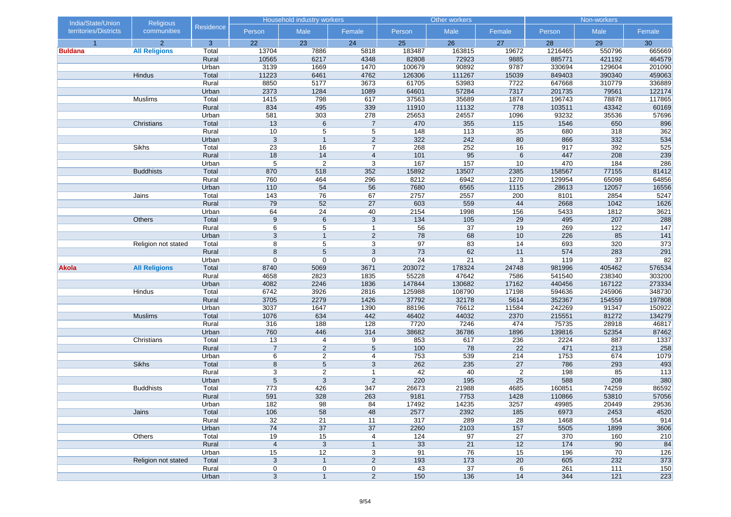| India/State/Union territories/Districts | Religious communities | Residence | Household industry workers | | | Other workers | | | Non-workers | | |
|---|---|---|---|---|---|---|---|---|---|---|---|
| | | | Person | Male | Female | Person | Male | Female | Person | Male | Female |
| 1 | 2 | 3 | 22 | 23 | 24 | 25 | 26 | 27 | 28 | 29 | 30 |
| **Buldana** | **All Religions** | Total | 13704 | 7886 | 5818 | 183487 | 163815 | 19672 | 1216465 | 550796 | 665669 |
| | | Rural | 10565 | 6217 | 4348 | 82808 | 72923 | 9885 | 885771 | 421192 | 464579 |
| | | Urban | 3139 | 1669 | 1470 | 100679 | 90892 | 9787 | 330694 | 129604 | 201090 |
| | Hindus | Total | 11223 | 6461 | 4762 | 126306 | 111267 | 15039 | 849403 | 390340 | 459063 |
| | | Rural | 8850 | 5177 | 3673 | 61705 | 53983 | 7722 | 647668 | 310779 | 336889 |
| | | Urban | 2373 | 1284 | 1089 | 64601 | 57284 | 7317 | 201735 | 79561 | 122174 |
| | Muslims | Total | 1415 | 798 | 617 | 37563 | 35689 | 1874 | 196743 | 78878 | 117865 |
| | | Rural | 834 | 495 | 339 | 11910 | 11132 | 778 | 103511 | 43342 | 60169 |
| | | Urban | 581 | 303 | 278 | 25653 | 24557 | 1096 | 93232 | 35536 | 57696 |
| | Christians | Total | 13 | 6 | 7 | 470 | 355 | 115 | 1546 | 650 | 896 |
| | | Rural | 10 | 5 | 5 | 148 | 113 | 35 | 680 | 318 | 362 |
| | | Urban | 3 | 1 | 2 | 322 | 242 | 80 | 866 | 332 | 534 |
| | Sikhs | Total | 23 | 16 | 7 | 268 | 252 | 16 | 917 | 392 | 525 |
| | | Rural | 18 | 14 | 4 | 101 | 95 | 6 | 447 | 208 | 239 |
| | | Urban | 5 | 2 | 3 | 167 | 157 | 10 | 470 | 184 | 286 |
| | Buddhists | Total | 870 | 518 | 352 | 15892 | 13507 | 2385 | 158567 | 77155 | 81412 |
| | | Rural | 760 | 464 | 296 | 8212 | 6942 | 1270 | 129954 | 65098 | 64856 |
| | | Urban | 110 | 54 | 56 | 7680 | 6565 | 1115 | 28613 | 12057 | 16556 |
| | Jains | Total | 143 | 76 | 67 | 2757 | 2557 | 200 | 8101 | 2854 | 5247 |
| | | Rural | 79 | 52 | 27 | 603 | 559 | 44 | 2668 | 1042 | 1626 |
| | | Urban | 64 | 24 | 40 | 2154 | 1998 | 156 | 5433 | 1812 | 3621 |
| | Others | Total | 9 | 6 | 3 | 134 | 105 | 29 | 495 | 207 | 288 |
| | | Rural | 6 | 5 | 1 | 56 | 37 | 19 | 269 | 122 | 147 |
| | | Urban | 3 | 1 | 2 | 78 | 68 | 10 | 226 | 85 | 141 |
| | Religion not stated | Total | 8 | 5 | 3 | 97 | 83 | 14 | 693 | 320 | 373 |
| | | Rural | 8 | 5 | 3 | 73 | 62 | 11 | 574 | 283 | 291 |
| | | Urban | 0 | 0 | 0 | 24 | 21 | 3 | 119 | 37 | 82 |
| **Akola** | **All Religions** | Total | 8740 | 5069 | 3671 | 203072 | 178324 | 24748 | 981996 | 405462 | 576534 |
| | | Rural | 4658 | 2823 | 1835 | 55228 | 47642 | 7586 | 541540 | 238340 | 303200 |
| | | Urban | 4082 | 2246 | 1836 | 147844 | 130682 | 17162 | 440456 | 167122 | 273334 |
| | Hindus | Total | 6742 | 3926 | 2816 | 125988 | 108790 | 17198 | 594636 | 245906 | 348730 |
| | | Rural | 3705 | 2279 | 1426 | 37792 | 32178 | 5614 | 352367 | 154559 | 197808 |
| | | Urban | 3037 | 1647 | 1390 | 88196 | 76612 | 11584 | 242269 | 91347 | 150922 |
| | Muslims | Total | 1076 | 634 | 442 | 46402 | 44032 | 2370 | 215551 | 81272 | 134279 |
| | | Rural | 316 | 188 | 128 | 7720 | 7246 | 474 | 75735 | 28918 | 46817 |
| | | Urban | 760 | 446 | 314 | 38682 | 36786 | 1896 | 139816 | 52354 | 87462 |
| | Christians | Total | 13 | 4 | 9 | 853 | 617 | 236 | 2224 | 887 | 1337 |
| | | Rural | 7 | 2 | 5 | 100 | 78 | 22 | 471 | 213 | 258 |
| | | Urban | 6 | 2 | 4 | 753 | 539 | 214 | 1753 | 674 | 1079 |
| | Sikhs | Total | 8 | 5 | 3 | 262 | 235 | 27 | 786 | 293 | 493 |
| | | Rural | 3 | 2 | 1 | 42 | 40 | 2 | 198 | 85 | 113 |
| | | Urban | 5 | 3 | 2 | 220 | 195 | 25 | 588 | 208 | 380 |
| | Buddhists | Total | 773 | 426 | 347 | 26673 | 21988 | 4685 | 160851 | 74259 | 86592 |
| | | Rural | 591 | 328 | 263 | 9181 | 7753 | 1428 | 110866 | 53810 | 57056 |
| | | Urban | 182 | 98 | 84 | 17492 | 14235 | 3257 | 49985 | 20449 | 29536 |
| | Jains | Total | 106 | 58 | 48 | 2577 | 2392 | 185 | 6973 | 2453 | 4520 |
| | | Rural | 32 | 21 | 11 | 317 | 289 | 28 | 1468 | 554 | 914 |
| | | Urban | 74 | 37 | 37 | 2260 | 2103 | 157 | 5505 | 1899 | 3606 |
| | Others | Total | 19 | 15 | 4 | 124 | 97 | 27 | 370 | 160 | 210 |
| | | Rural | 4 | 3 | 1 | 33 | 21 | 12 | 174 | 90 | 84 |
| | | Urban | 15 | 12 | 3 | 91 | 76 | 15 | 196 | 70 | 126 |
| | Religion not stated | Total | 3 | 1 | 2 | 193 | 173 | 20 | 605 | 232 | 373 |
| | | Rural | 0 | 0 | 0 | 43 | 37 | 6 | 261 | 111 | 150 |
| | | Urban | 3 | 1 | 2 | 150 | 136 | 14 | 344 | 121 | 223 |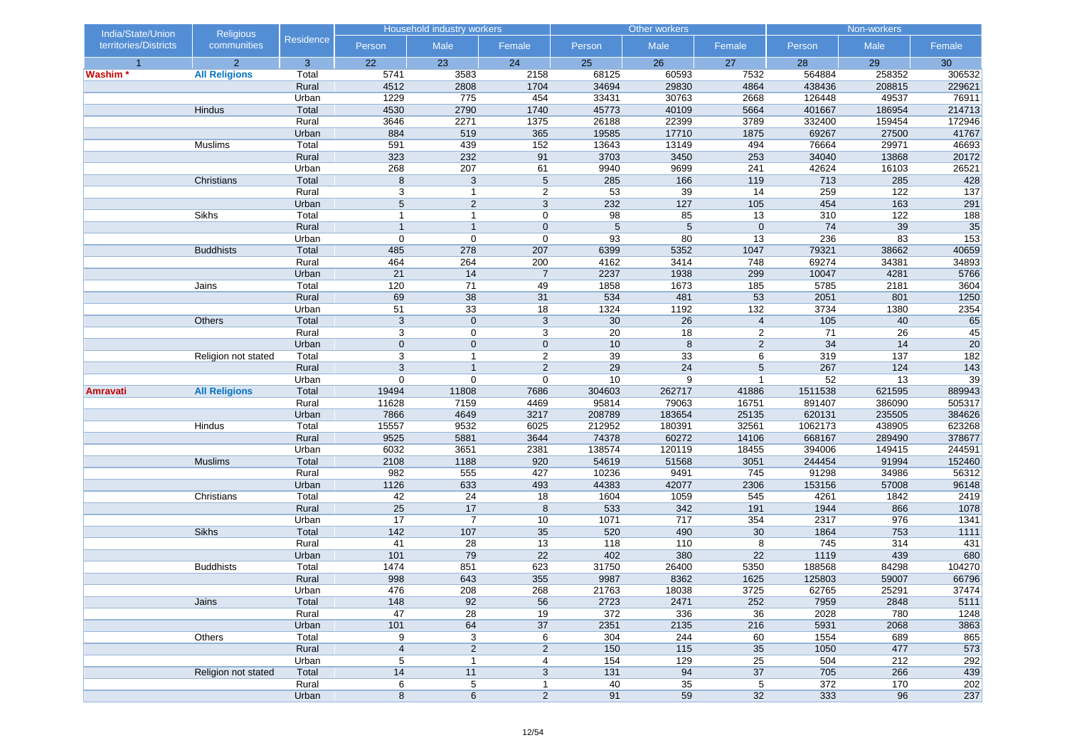| India/State/Union territories/Districts | Religious communities | Residence | Household industry workers | | | Other workers | | | Non-workers | | |
|---|---|---|---|---|---|---|---|---|---|---|---|
| | | | Person | Male | Female | Person | Male | Female | Person | Male | Female |
| 1 | 2 | 3 | 22 | 23 | 24 | 25 | 26 | 27 | 28 | 29 | 30 |
| **Washim *** | **All Religions** | Total | 5741 | 3583 | 2158 | 68125 | 60593 | 7532 | 564884 | 258352 | 306532 |
| | | Rural | 4512 | 2808 | 1704 | 34694 | 29830 | 4864 | 438436 | 208815 | 229621 |
| | | Urban | 1229 | 775 | 454 | 33431 | 30763 | 2668 | 126448 | 49537 | 76911 |
| | Hindus | Total | 4530 | 2790 | 1740 | 45773 | 40109 | 5664 | 401667 | 186954 | 214713 |
| | | Rural | 3646 | 2271 | 1375 | 26188 | 22399 | 3789 | 332400 | 159454 | 172946 |
| | | Urban | 884 | 519 | 365 | 19585 | 17710 | 1875 | 69267 | 27500 | 41767 |
| | Muslims | Total | 591 | 439 | 152 | 13643 | 13149 | 494 | 76664 | 29971 | 46693 |
| | | Rural | 323 | 232 | 91 | 3703 | 3450 | 253 | 34040 | 13868 | 20172 |
| | | Urban | 268 | 207 | 61 | 9940 | 9699 | 241 | 42624 | 16103 | 26521 |
| | Christians | Total | 8 | 3 | 5 | 285 | 166 | 119 | 713 | 285 | 428 |
| | | Rural | 3 | 1 | 2 | 53 | 39 | 14 | 259 | 122 | 137 |
| | | Urban | 5 | 2 | 3 | 232 | 127 | 105 | 454 | 163 | 291 |
| | Sikhs | Total | 1 | 1 | 0 | 98 | 85 | 13 | 310 | 122 | 188 |
| | | Rural | 1 | 1 | 0 | 5 | 5 | 0 | 74 | 39 | 35 |
| | | Urban | 0 | 0 | 0 | 93 | 80 | 13 | 236 | 83 | 153 |
| | Buddhists | Total | 485 | 278 | 207 | 6399 | 5352 | 1047 | 79321 | 38662 | 40659 |
| | | Rural | 464 | 264 | 200 | 4162 | 3414 | 748 | 69274 | 34381 | 34893 |
| | | Urban | 21 | 14 | 7 | 2237 | 1938 | 299 | 10047 | 4281 | 5766 |
| | Jains | Total | 120 | 71 | 49 | 1858 | 1673 | 185 | 5785 | 2181 | 3604 |
| | | Rural | 69 | 38 | 31 | 534 | 481 | 53 | 2051 | 801 | 1250 |
| | | Urban | 51 | 33 | 18 | 1324 | 1192 | 132 | 3734 | 1380 | 2354 |
| | Others | Total | 3 | 0 | 3 | 30 | 26 | 4 | 105 | 40 | 65 |
| | | Rural | 3 | 0 | 3 | 20 | 18 | 2 | 71 | 26 | 45 |
| | | Urban | 0 | 0 | 0 | 10 | 8 | 2 | 34 | 14 | 20 |
| | Religion not stated | Total | 3 | 1 | 2 | 39 | 33 | 6 | 319 | 137 | 182 |
| | | Rural | 3 | 1 | 2 | 29 | 24 | 5 | 267 | 124 | 143 |
| | | Urban | 0 | 0 | 0 | 10 | 9 | 1 | 52 | 13 | 39 |
| **Amravati** | **All Religions** | Total | 19494 | 11808 | 7686 | 304603 | 262717 | 41886 | 1511538 | 621595 | 889943 |
| | | Rural | 11628 | 7159 | 4469 | 95814 | 79063 | 16751 | 891407 | 386090 | 505317 |
| | | Urban | 7866 | 4649 | 3217 | 208789 | 183654 | 25135 | 620131 | 235505 | 384626 |
| | Hindus | Total | 15557 | 9532 | 6025 | 212952 | 180391 | 32561 | 1062173 | 438905 | 623268 |
| | | Rural | 9525 | 5881 | 3644 | 74378 | 60272 | 14106 | 668167 | 289490 | 378677 |
| | | Urban | 6032 | 3651 | 2381 | 138574 | 120119 | 18455 | 394006 | 149415 | 244591 |
| | Muslims | Total | 2108 | 1188 | 920 | 54619 | 51568 | 3051 | 244454 | 91994 | 152460 |
| | | Rural | 982 | 555 | 427 | 10236 | 9491 | 745 | 91298 | 34986 | 56312 |
| | | Urban | 1126 | 633 | 493 | 44383 | 42077 | 2306 | 153156 | 57008 | 96148 |
| | Christians | Total | 42 | 24 | 18 | 1604 | 1059 | 545 | 4261 | 1842 | 2419 |
| | | Rural | 25 | 17 | 8 | 533 | 342 | 191 | 1944 | 866 | 1078 |
| | | Urban | 17 | 7 | 10 | 1071 | 717 | 354 | 2317 | 976 | 1341 |
| | Sikhs | Total | 142 | 107 | 35 | 520 | 490 | 30 | 1864 | 753 | 1111 |
| | | Rural | 41 | 28 | 13 | 118 | 110 | 8 | 745 | 314 | 431 |
| | | Urban | 101 | 79 | 22 | 402 | 380 | 22 | 1119 | 439 | 680 |
| | Buddhists | Total | 1474 | 851 | 623 | 31750 | 26400 | 5350 | 188568 | 84298 | 104270 |
| | | Rural | 998 | 643 | 355 | 9987 | 8362 | 1625 | 125803 | 59007 | 66796 |
| | | Urban | 476 | 208 | 268 | 21763 | 18038 | 3725 | 62765 | 25291 | 37474 |
| | Jains | Total | 148 | 92 | 56 | 2723 | 2471 | 252 | 7959 | 2848 | 5111 |
| | | Rural | 47 | 28 | 19 | 372 | 336 | 36 | 2028 | 780 | 1248 |
| | | Urban | 101 | 64 | 37 | 2351 | 2135 | 216 | 5931 | 2068 | 3863 |
| | Others | Total | 9 | 3 | 6 | 304 | 244 | 60 | 1554 | 689 | 865 |
| | | Rural | 4 | 2 | 2 | 150 | 115 | 35 | 1050 | 477 | 573 |
| | | Urban | 5 | 1 | 4 | 154 | 129 | 25 | 504 | 212 | 292 |
| | Religion not stated | Total | 14 | 11 | 3 | 131 | 94 | 37 | 705 | 266 | 439 |
| | | Rural | 6 | 5 | 1 | 40 | 35 | 5 | 372 | 170 | 202 |
| | | Urban | 8 | 6 | 2 | 91 | 59 | 32 | 333 | 96 | 237 |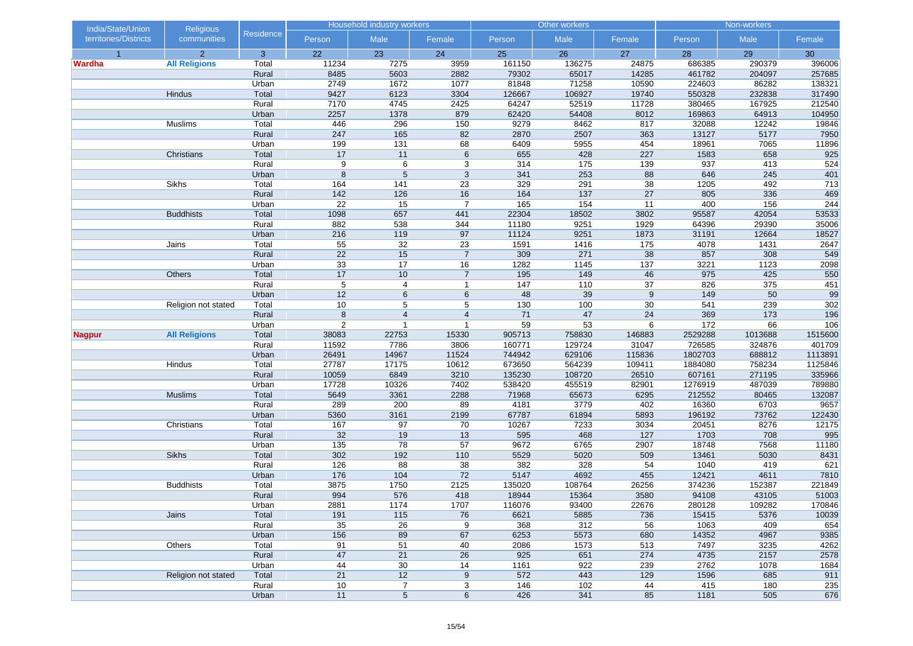| India/State/Union territories/Districts | Religious communities | Residence | Household industry workers | | | Other workers | | | Non-workers | | |
|---|---|---|---|---|---|---|---|---|---|---|---|
| | | | Person | Male | Female | Person | Male | Female | Person | Male | Female |
| 1 | 2 | 3 | 22 | 23 | 24 | 25 | 26 | 27 | 28 | 29 | 30 |
| **Wardha** | **All Religions** | Total | 11234 | 7275 | 3959 | 161150 | 136275 | 24875 | 686385 | 290379 | 396006 |
| | | Rural | 8485 | 5603 | 2882 | 79302 | 65017 | 14285 | 461782 | 204097 | 257685 |
| | | Urban | 2749 | 1672 | 1077 | 81848 | 71258 | 10590 | 224603 | 86282 | 138321 |
| | Hindus | Total | 9427 | 6123 | 3304 | 126667 | 106927 | 19740 | 550328 | 232838 | 317490 |
| | | Rural | 7170 | 4745 | 2425 | 64247 | 52519 | 11728 | 380465 | 167925 | 212540 |
| | | Urban | 2257 | 1378 | 879 | 62420 | 54408 | 8012 | 169863 | 64913 | 104950 |
| | Muslims | Total | 446 | 296 | 150 | 9279 | 8462 | 817 | 32088 | 12242 | 19846 |
| | | Rural | 247 | 165 | 82 | 2870 | 2507 | 363 | 13127 | 5177 | 7950 |
| | | Urban | 199 | 131 | 68 | 6409 | 5955 | 454 | 18961 | 7065 | 11896 |
| | Christians | Total | 17 | 11 | 6 | 655 | 428 | 227 | 1583 | 658 | 925 |
| | | Rural | 9 | 6 | 3 | 314 | 175 | 139 | 937 | 413 | 524 |
| | | Urban | 8 | 5 | 3 | 341 | 253 | 88 | 646 | 245 | 401 |
| | Sikhs | Total | 164 | 141 | 23 | 329 | 291 | 38 | 1205 | 492 | 713 |
| | | Rural | 142 | 126 | 16 | 164 | 137 | 27 | 805 | 336 | 469 |
| | | Urban | 22 | 15 | 7 | 165 | 154 | 11 | 400 | 156 | 244 |
| | Buddhists | Total | 1098 | 657 | 441 | 22304 | 18502 | 3802 | 95587 | 42054 | 53533 |
| | | Rural | 882 | 538 | 344 | 11180 | 9251 | 1929 | 64396 | 29390 | 35006 |
| | | Urban | 216 | 119 | 97 | 11124 | 9251 | 1873 | 31191 | 12664 | 18527 |
| | Jains | Total | 55 | 32 | 23 | 1591 | 1416 | 175 | 4078 | 1431 | 2647 |
| | | Rural | 22 | 15 | 7 | 309 | 271 | 38 | 857 | 308 | 549 |
| | | Urban | 33 | 17 | 16 | 1282 | 1145 | 137 | 3221 | 1123 | 2098 |
| | Others | Total | 17 | 10 | 7 | 195 | 149 | 46 | 975 | 425 | 550 |
| | | Rural | 5 | 4 | 1 | 147 | 110 | 37 | 826 | 375 | 451 |
| | | Urban | 12 | 6 | 6 | 48 | 39 | 9 | 149 | 50 | 99 |
| | Religion not stated | Total | 10 | 5 | 5 | 130 | 100 | 30 | 541 | 239 | 302 |
| | | Rural | 8 | 4 | 4 | 71 | 47 | 24 | 369 | 173 | 196 |
| | | Urban | 2 | 1 | 1 | 59 | 53 | 6 | 172 | 66 | 106 |
| **Nagpur** | **All Religions** | Total | 38083 | 22753 | 15330 | 905713 | 758830 | 146883 | 2529288 | 1013688 | 1515600 |
| | | Rural | 11592 | 7786 | 3806 | 160771 | 129724 | 31047 | 726585 | 324876 | 401709 |
| | | Urban | 26491 | 14967 | 11524 | 744942 | 629106 | 115836 | 1802703 | 688812 | 1113891 |
| | Hindus | Total | 27787 | 17175 | 10612 | 673650 | 564239 | 109411 | 1884080 | 758234 | 1125846 |
| | | Rural | 10059 | 6849 | 3210 | 135230 | 108720 | 26510 | 607161 | 271195 | 335966 |
| | | Urban | 17728 | 10326 | 7402 | 538420 | 455519 | 82901 | 1276919 | 487039 | 789880 |
| | Muslims | Total | 5649 | 3361 | 2288 | 71968 | 65673 | 6295 | 212552 | 80465 | 132087 |
| | | Rural | 289 | 200 | 89 | 4181 | 3779 | 402 | 16360 | 6703 | 9657 |
| | | Urban | 5360 | 3161 | 2199 | 67787 | 61894 | 5893 | 196192 | 73762 | 122430 |
| | Christians | Total | 167 | 97 | 70 | 10267 | 7233 | 3034 | 20451 | 8276 | 12175 |
| | | Rural | 32 | 19 | 13 | 595 | 468 | 127 | 1703 | 708 | 995 |
| | | Urban | 135 | 78 | 57 | 9672 | 6765 | 2907 | 18748 | 7568 | 11180 |
| | Sikhs | Total | 302 | 192 | 110 | 5529 | 5020 | 509 | 13461 | 5030 | 8431 |
| | | Rural | 126 | 88 | 38 | 382 | 328 | 54 | 1040 | 419 | 621 |
| | | Urban | 176 | 104 | 72 | 5147 | 4692 | 455 | 12421 | 4611 | 7810 |
| | Buddhists | Total | 3875 | 1750 | 2125 | 135020 | 108764 | 26256 | 374236 | 152387 | 221849 |
| | | Rural | 994 | 576 | 418 | 18944 | 15364 | 3580 | 94108 | 43105 | 51003 |
| | | Urban | 2881 | 1174 | 1707 | 116076 | 93400 | 22676 | 280128 | 109282 | 170846 |
| | Jains | Total | 191 | 115 | 76 | 6621 | 5885 | 736 | 15415 | 5376 | 10039 |
| | | Rural | 35 | 26 | 9 | 368 | 312 | 56 | 1063 | 409 | 654 |
| | | Urban | 156 | 89 | 67 | 6253 | 5573 | 680 | 14352 | 4967 | 9385 |
| | Others | Total | 91 | 51 | 40 | 2086 | 1573 | 513 | 7497 | 3235 | 4262 |
| | | Rural | 47 | 21 | 26 | 925 | 651 | 274 | 4735 | 2157 | 2578 |
| | | Urban | 44 | 30 | 14 | 1161 | 922 | 239 | 2762 | 1078 | 1684 |
| | Religion not stated | Total | 21 | 12 | 9 | 572 | 443 | 129 | 1596 | 685 | 911 |
| | | Rural | 10 | 7 | 3 | 146 | 102 | 44 | 415 | 180 | 235 |
| | | Urban | 11 | 5 | 6 | 426 | 341 | 85 | 1181 | 505 | 676 |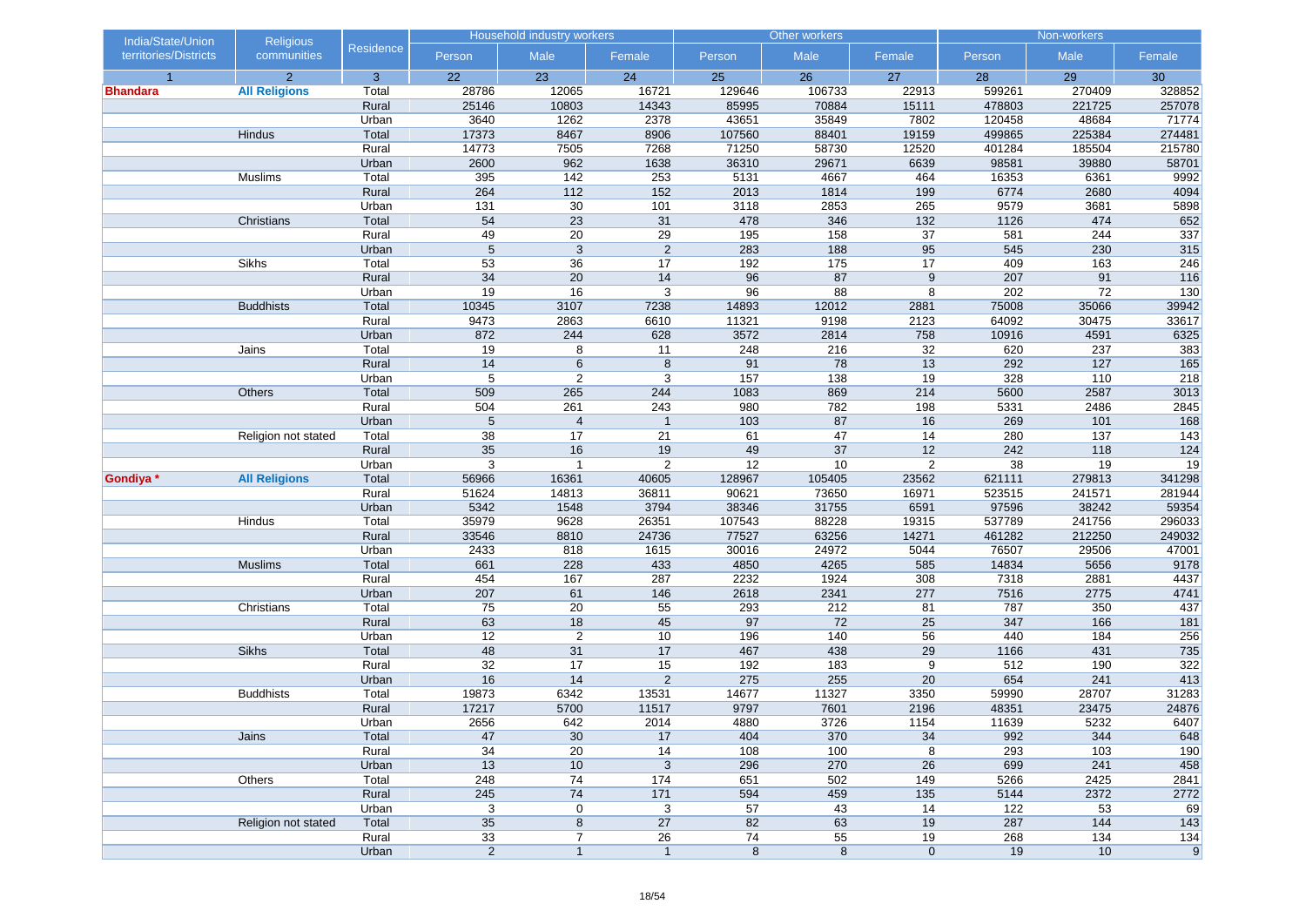| India/State/Union territories/Districts | Religious communities | Residence | Household industry workers | | | Other workers | | | Non-workers | | |
|---|---|---|---|---|---|---|---|---|---|---|---|
| | | | Person | Male | Female | Person | Male | Female | Person | Male | Female |
| 1 | 2 | 3 | 22 | 23 | 24 | 25 | 26 | 27 | 28 | 29 | 30 |
| **Bhandara** | **All Religions** | Total | 28786 | 12065 | 16721 | 129646 | 106733 | 22913 | 599261 | 270409 | 328852 |
| | | Rural | 25146 | 10803 | 14343 | 85995 | 70884 | 15111 | 478803 | 221725 | 257078 |
| | | Urban | 3640 | 1262 | 2378 | 43651 | 35849 | 7802 | 120458 | 48684 | 71774 |
| | Hindus | Total | 17373 | 8467 | 8906 | 107560 | 88401 | 19159 | 499865 | 225384 | 274481 |
| | | Rural | 14773 | 7505 | 7268 | 71250 | 58730 | 12520 | 401284 | 185504 | 215780 |
| | | Urban | 2600 | 962 | 1638 | 36310 | 29671 | 6639 | 98581 | 39880 | 58701 |
| | Muslims | Total | 395 | 142 | 253 | 5131 | 4667 | 464 | 16353 | 6361 | 9992 |
| | | Rural | 264 | 112 | 152 | 2013 | 1814 | 199 | 6774 | 2680 | 4094 |
| | | Urban | 131 | 30 | 101 | 3118 | 2853 | 265 | 9579 | 3681 | 5898 |
| | Christians | Total | 54 | 23 | 31 | 478 | 346 | 132 | 1126 | 474 | 652 |
| | | Rural | 49 | 20 | 29 | 195 | 158 | 37 | 581 | 244 | 337 |
| | | Urban | 5 | 3 | 2 | 283 | 188 | 95 | 545 | 230 | 315 |
| | Sikhs | Total | 53 | 36 | 17 | 192 | 175 | 17 | 409 | 163 | 246 |
| | | Rural | 34 | 20 | 14 | 96 | 87 | 9 | 207 | 91 | 116 |
| | | Urban | 19 | 16 | 3 | 96 | 88 | 8 | 202 | 72 | 130 |
| | Buddhists | Total | 10345 | 3107 | 7238 | 14893 | 12012 | 2881 | 75008 | 35066 | 39942 |
| | | Rural | 9473 | 2863 | 6610 | 11321 | 9198 | 2123 | 64092 | 30475 | 33617 |
| | | Urban | 872 | 244 | 628 | 3572 | 2814 | 758 | 10916 | 4591 | 6325 |
| | Jains | Total | 19 | 8 | 11 | 248 | 216 | 32 | 620 | 237 | 383 |
| | | Rural | 14 | 6 | 8 | 91 | 78 | 13 | 292 | 127 | 165 |
| | | Urban | 5 | 2 | 3 | 157 | 138 | 19 | 328 | 110 | 218 |
| | Others | Total | 509 | 265 | 244 | 1083 | 869 | 214 | 5600 | 2587 | 3013 |
| | | Rural | 504 | 261 | 243 | 980 | 782 | 198 | 5331 | 2486 | 2845 |
| | | Urban | 5 | 4 | 1 | 103 | 87 | 16 | 269 | 101 | 168 |
| | Religion not stated | Total | 38 | 17 | 21 | 61 | 47 | 14 | 280 | 137 | 143 |
| | | Rural | 35 | 16 | 19 | 49 | 37 | 12 | 242 | 118 | 124 |
| | | Urban | 3 | 1 | 2 | 12 | 10 | 2 | 38 | 19 | 19 |
| **Gondiya *** | **All Religions** | Total | 56966 | 16361 | 40605 | 128967 | 105405 | 23562 | 621111 | 279813 | 341298 |
| | | Rural | 51624 | 14813 | 36811 | 90621 | 73650 | 16971 | 523515 | 241571 | 281944 |
| | | Urban | 5342 | 1548 | 3794 | 38346 | 31755 | 6591 | 97596 | 38242 | 59354 |
| | Hindus | Total | 35979 | 9628 | 26351 | 107543 | 88228 | 19315 | 537789 | 241756 | 296033 |
| | | Rural | 33546 | 8810 | 24736 | 77527 | 63256 | 14271 | 461282 | 212250 | 249032 |
| | | Urban | 2433 | 818 | 1615 | 30016 | 24972 | 5044 | 76507 | 29506 | 47001 |
| | Muslims | Total | 661 | 228 | 433 | 4850 | 4265 | 585 | 14834 | 5656 | 9178 |
| | | Rural | 454 | 167 | 287 | 2232 | 1924 | 308 | 7318 | 2881 | 4437 |
| | | Urban | 207 | 61 | 146 | 2618 | 2341 | 277 | 7516 | 2775 | 4741 |
| | Christians | Total | 75 | 20 | 55 | 293 | 212 | 81 | 787 | 350 | 437 |
| | | Rural | 63 | 18 | 45 | 97 | 72 | 25 | 347 | 166 | 181 |
| | | Urban | 12 | 2 | 10 | 196 | 140 | 56 | 440 | 184 | 256 |
| | Sikhs | Total | 48 | 31 | 17 | 467 | 438 | 29 | 1166 | 431 | 735 |
| | | Rural | 32 | 17 | 15 | 192 | 183 | 9 | 512 | 190 | 322 |
| | | Urban | 16 | 14 | 2 | 275 | 255 | 20 | 654 | 241 | 413 |
| | Buddhists | Total | 19873 | 6342 | 13531 | 14677 | 11327 | 3350 | 59990 | 28707 | 31283 |
| | | Rural | 17217 | 5700 | 11517 | 9797 | 7601 | 2196 | 48351 | 23475 | 24876 |
| | | Urban | 2656 | 642 | 2014 | 4880 | 3726 | 1154 | 11639 | 5232 | 6407 |
| | Jains | Total | 47 | 30 | 17 | 404 | 370 | 34 | 992 | 344 | 648 |
| | | Rural | 34 | 20 | 14 | 108 | 100 | 8 | 293 | 103 | 190 |
| | | Urban | 13 | 10 | 3 | 296 | 270 | 26 | 699 | 241 | 458 |
| | Others | Total | 248 | 74 | 174 | 651 | 502 | 149 | 5266 | 2425 | 2841 |
| | | Rural | 245 | 74 | 171 | 594 | 459 | 135 | 5144 | 2372 | 2772 |
| | | Urban | 3 | 0 | 3 | 57 | 43 | 14 | 122 | 53 | 69 |
| | Religion not stated | Total | 35 | 8 | 27 | 82 | 63 | 19 | 287 | 144 | 143 |
| | | Rural | 33 | 7 | 26 | 74 | 55 | 19 | 268 | 134 | 134 |
| | | Urban | 2 | 1 | 1 | 8 | 8 | 0 | 19 | 10 | 9 |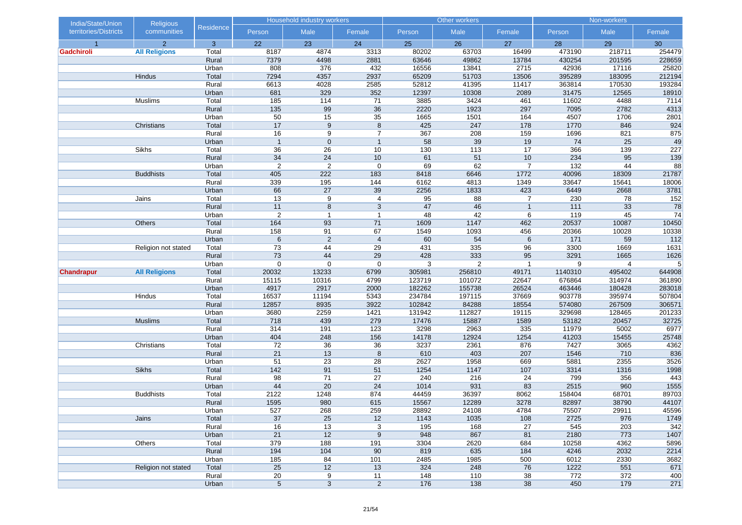| India/State/Union territories/Districts | Religious communities | Residence | Household industry workers | | | Other workers | | | Non-workers | | |
|---|---|---|---|---|---|---|---|---|---|---|---|
| | | | Person | Male | Female | Person | Male | Female | Person | Male | Female |
| 1 | 2 | 3 | 22 | 23 | 24 | 25 | 26 | 27 | 28 | 29 | 30 |
| **Gadchiroli** | **All Religions** | Total | 8187 | 4874 | 3313 | 80202 | 63703 | 16499 | 473190 | 218711 | 254479 |
| | | Rural | 7379 | 4498 | 2881 | 63646 | 49862 | 13784 | 430254 | 201595 | 228659 |
| | | Urban | 808 | 376 | 432 | 16556 | 13841 | 2715 | 42936 | 17116 | 25820 |
| | Hindus | Total | 7294 | 4357 | 2937 | 65209 | 51703 | 13506 | 395289 | 183095 | 212194 |
| | | Rural | 6613 | 4028 | 2585 | 52812 | 41395 | 11417 | 363814 | 170530 | 193284 |
| | | Urban | 681 | 329 | 352 | 12397 | 10308 | 2089 | 31475 | 12565 | 18910 |
| | Muslims | Total | 185 | 114 | 71 | 3885 | 3424 | 461 | 11602 | 4488 | 7114 |
| | | Rural | 135 | 99 | 36 | 2220 | 1923 | 297 | 7095 | 2782 | 4313 |
| | | Urban | 50 | 15 | 35 | 1665 | 1501 | 164 | 4507 | 1706 | 2801 |
| | Christians | Total | 17 | 9 | 8 | 425 | 247 | 178 | 1770 | 846 | 924 |
| | | Rural | 16 | 9 | 7 | 367 | 208 | 159 | 1696 | 821 | 875 |
| | | Urban | 1 | 0 | 1 | 58 | 39 | 19 | 74 | 25 | 49 |
| | Sikhs | Total | 36 | 26 | 10 | 130 | 113 | 17 | 366 | 139 | 227 |
| | | Rural | 34 | 24 | 10 | 61 | 51 | 10 | 234 | 95 | 139 |
| | | Urban | 2 | 2 | 0 | 69 | 62 | 7 | 132 | 44 | 88 |
| | Buddhists | Total | 405 | 222 | 183 | 8418 | 6646 | 1772 | 40096 | 18309 | 21787 |
| | | Rural | 339 | 195 | 144 | 6162 | 4813 | 1349 | 33647 | 15641 | 18006 |
| | | Urban | 66 | 27 | 39 | 2256 | 1833 | 423 | 6449 | 2668 | 3781 |
| | Jains | Total | 13 | 9 | 4 | 95 | 88 | 7 | 230 | 78 | 152 |
| | | Rural | 11 | 8 | 3 | 47 | 46 | 1 | 111 | 33 | 78 |
| | | Urban | 2 | 1 | 1 | 48 | 42 | 6 | 119 | 45 | 74 |
| | Others | Total | 164 | 93 | 71 | 1609 | 1147 | 462 | 20537 | 10087 | 10450 |
| | | Rural | 158 | 91 | 67 | 1549 | 1093 | 456 | 20366 | 10028 | 10338 |
| | | Urban | 6 | 2 | 4 | 60 | 54 | 6 | 171 | 59 | 112 |
| | Religion not stated | Total | 73 | 44 | 29 | 431 | 335 | 96 | 3300 | 1669 | 1631 |
| | | Rural | 73 | 44 | 29 | 428 | 333 | 95 | 3291 | 1665 | 1626 |
| | | Urban | 0 | 0 | 0 | 3 | 2 | 1 | 9 | 4 | 5 |
| **Chandrapur** | **All Religions** | Total | 20032 | 13233 | 6799 | 305981 | 256810 | 49171 | 1140310 | 495402 | 644908 |
| | | Rural | 15115 | 10316 | 4799 | 123719 | 101072 | 22647 | 676864 | 314974 | 361890 |
| | | Urban | 4917 | 2917 | 2000 | 182262 | 155738 | 26524 | 463446 | 180428 | 283018 |
| | Hindus | Total | 16537 | 11194 | 5343 | 234784 | 197115 | 37669 | 903778 | 395974 | 507804 |
| | | Rural | 12857 | 8935 | 3922 | 102842 | 84288 | 18554 | 574080 | 267509 | 306571 |
| | | Urban | 3680 | 2259 | 1421 | 131942 | 112827 | 19115 | 329698 | 128465 | 201233 |
| | Muslims | Total | 718 | 439 | 279 | 17476 | 15887 | 1589 | 53182 | 20457 | 32725 |
| | | Rural | 314 | 191 | 123 | 3298 | 2963 | 335 | 11979 | 5002 | 6977 |
| | | Urban | 404 | 248 | 156 | 14178 | 12924 | 1254 | 41203 | 15455 | 25748 |
| | Christians | Total | 72 | 36 | 36 | 3237 | 2361 | 876 | 7427 | 3065 | 4362 |
| | | Rural | 21 | 13 | 8 | 610 | 403 | 207 | 1546 | 710 | 836 |
| | | Urban | 51 | 23 | 28 | 2627 | 1958 | 669 | 5881 | 2355 | 3526 |
| | Sikhs | Total | 142 | 91 | 51 | 1254 | 1147 | 107 | 3314 | 1316 | 1998 |
| | | Rural | 98 | 71 | 27 | 240 | 216 | 24 | 799 | 356 | 443 |
| | | Urban | 44 | 20 | 24 | 1014 | 931 | 83 | 2515 | 960 | 1555 |
| | Buddhists | Total | 2122 | 1248 | 874 | 44459 | 36397 | 8062 | 158404 | 68701 | 89703 |
| | | Rural | 1595 | 980 | 615 | 15567 | 12289 | 3278 | 82897 | 38790 | 44107 |
| | | Urban | 527 | 268 | 259 | 28892 | 24108 | 4784 | 75507 | 29911 | 45596 |
| | Jains | Total | 37 | 25 | 12 | 1143 | 1035 | 108 | 2725 | 976 | 1749 |
| | | Rural | 16 | 13 | 3 | 195 | 168 | 27 | 545 | 203 | 342 |
| | | Urban | 21 | 12 | 9 | 948 | 867 | 81 | 2180 | 773 | 1407 |
| | Others | Total | 379 | 188 | 191 | 3304 | 2620 | 684 | 10258 | 4362 | 5896 |
| | | Rural | 194 | 104 | 90 | 819 | 635 | 184 | 4246 | 2032 | 2214 |
| | | Urban | 185 | 84 | 101 | 2485 | 1985 | 500 | 6012 | 2330 | 3682 |
| | Religion not stated | Total | 25 | 12 | 13 | 324 | 248 | 76 | 1222 | 551 | 671 |
| | | Rural | 20 | 9 | 11 | 148 | 110 | 38 | 772 | 372 | 400 |
| | | Urban | 5 | 3 | 2 | 176 | 138 | 38 | 450 | 179 | 271 |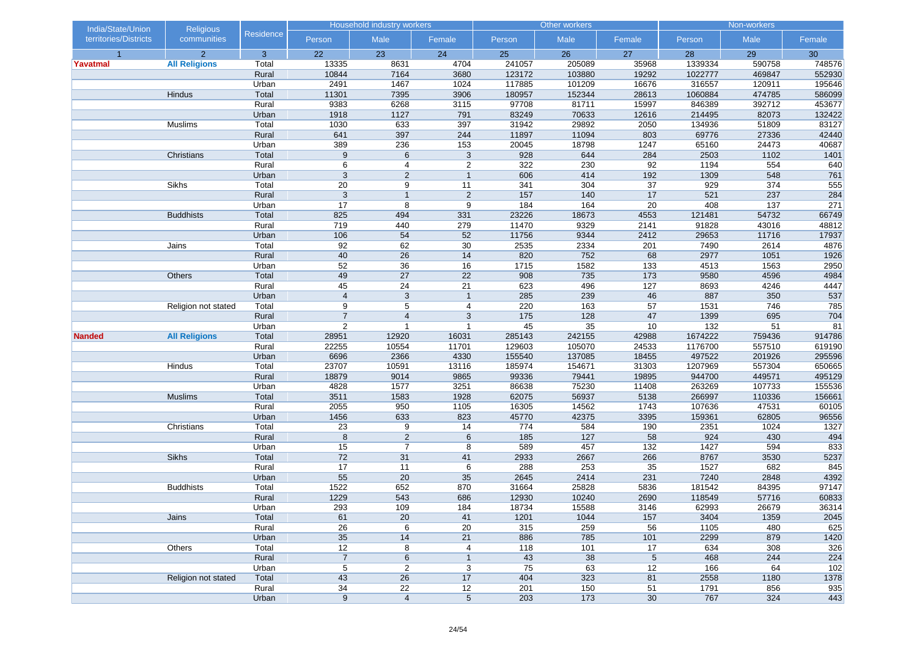| India/State/Union territories/Districts | Religious communities | Residence | Household industry workers | | | Other workers | | | Non-workers | | |
|---|---|---|---|---|---|---|---|---|---|---|---|
| | | | Person | Male | Female | Person | Male | Female | Person | Male | Female |
| 1 | 2 | 3 | 22 | 23 | 24 | 25 | 26 | 27 | 28 | 29 | 30 |
| **Yavatmal** | **All Religions** | Total | 13335 | 8631 | 4704 | 241057 | 205089 | 35968 | 1339334 | 590758 | 748576 |
| | | Rural | 10844 | 7164 | 3680 | 123172 | 103880 | 19292 | 1022777 | 469847 | 552930 |
| | | Urban | 2491 | 1467 | 1024 | 117885 | 101209 | 16676 | 316557 | 120911 | 195646 |
| | Hindus | Total | 11301 | 7395 | 3906 | 180957 | 152344 | 28613 | 1060884 | 474785 | 586099 |
| | | Rural | 9383 | 6268 | 3115 | 97708 | 81711 | 15997 | 846389 | 392712 | 453677 |
| | | Urban | 1918 | 1127 | 791 | 83249 | 70633 | 12616 | 214495 | 82073 | 132422 |
| | Muslims | Total | 1030 | 633 | 397 | 31942 | 29892 | 2050 | 134936 | 51809 | 83127 |
| | | Rural | 641 | 397 | 244 | 11897 | 11094 | 803 | 69776 | 27336 | 42440 |
| | | Urban | 389 | 236 | 153 | 20045 | 18798 | 1247 | 65160 | 24473 | 40687 |
| | Christians | Total | 9 | 6 | 3 | 928 | 644 | 284 | 2503 | 1102 | 1401 |
| | | Rural | 6 | 4 | 2 | 322 | 230 | 92 | 1194 | 554 | 640 |
| | | Urban | 3 | 2 | 1 | 606 | 414 | 192 | 1309 | 548 | 761 |
| | Sikhs | Total | 20 | 9 | 11 | 341 | 304 | 37 | 929 | 374 | 555 |
| | | Rural | 3 | 1 | 2 | 157 | 140 | 17 | 521 | 237 | 284 |
| | | Urban | 17 | 8 | 9 | 184 | 164 | 20 | 408 | 137 | 271 |
| | Buddhists | Total | 825 | 494 | 331 | 23226 | 18673 | 4553 | 121481 | 54732 | 66749 |
| | | Rural | 719 | 440 | 279 | 11470 | 9329 | 2141 | 91828 | 43016 | 48812 |
| | | Urban | 106 | 54 | 52 | 11756 | 9344 | 2412 | 29653 | 11716 | 17937 |
| | Jains | Total | 92 | 62 | 30 | 2535 | 2334 | 201 | 7490 | 2614 | 4876 |
| | | Rural | 40 | 26 | 14 | 820 | 752 | 68 | 2977 | 1051 | 1926 |
| | | Urban | 52 | 36 | 16 | 1715 | 1582 | 133 | 4513 | 1563 | 2950 |
| | Others | Total | 49 | 27 | 22 | 908 | 735 | 173 | 9580 | 4596 | 4984 |
| | | Rural | 45 | 24 | 21 | 623 | 496 | 127 | 8693 | 4246 | 4447 |
| | | Urban | 4 | 3 | 1 | 285 | 239 | 46 | 887 | 350 | 537 |
| | Religion not stated | Total | 9 | 5 | 4 | 220 | 163 | 57 | 1531 | 746 | 785 |
| | | Rural | 7 | 4 | 3 | 175 | 128 | 47 | 1399 | 695 | 704 |
| | | Urban | 2 | 1 | 1 | 45 | 35 | 10 | 132 | 51 | 81 |
| **Nanded** | **All Religions** | Total | 28951 | 12920 | 16031 | 285143 | 242155 | 42988 | 1674222 | 759436 | 914786 |
| | | Rural | 22255 | 10554 | 11701 | 129603 | 105070 | 24533 | 1176700 | 557510 | 619190 |
| | | Urban | 6696 | 2366 | 4330 | 155540 | 137085 | 18455 | 497522 | 201926 | 295596 |
| | Hindus | Total | 23707 | 10591 | 13116 | 185974 | 154671 | 31303 | 1207969 | 557304 | 650665 |
| | | Rural | 18879 | 9014 | 9865 | 99336 | 79441 | 19895 | 944700 | 449571 | 495129 |
| | | Urban | 4828 | 1577 | 3251 | 86638 | 75230 | 11408 | 263269 | 107733 | 155536 |
| | Muslims | Total | 3511 | 1583 | 1928 | 62075 | 56937 | 5138 | 266997 | 110336 | 156661 |
| | | Rural | 2055 | 950 | 1105 | 16305 | 14562 | 1743 | 107636 | 47531 | 60105 |
| | | Urban | 1456 | 633 | 823 | 45770 | 42375 | 3395 | 159361 | 62805 | 96556 |
| | Christians | Total | 23 | 9 | 14 | 774 | 584 | 190 | 2351 | 1024 | 1327 |
| | | Rural | 8 | 2 | 6 | 185 | 127 | 58 | 924 | 430 | 494 |
| | | Urban | 15 | 7 | 8 | 589 | 457 | 132 | 1427 | 594 | 833 |
| | Sikhs | Total | 72 | 31 | 41 | 2933 | 2667 | 266 | 8767 | 3530 | 5237 |
| | | Rural | 17 | 11 | 6 | 288 | 253 | 35 | 1527 | 682 | 845 |
| | | Urban | 55 | 20 | 35 | 2645 | 2414 | 231 | 7240 | 2848 | 4392 |
| | Buddhists | Total | 1522 | 652 | 870 | 31664 | 25828 | 5836 | 181542 | 84395 | 97147 |
| | | Rural | 1229 | 543 | 686 | 12930 | 10240 | 2690 | 118549 | 57716 | 60833 |
| | | Urban | 293 | 109 | 184 | 18734 | 15588 | 3146 | 62993 | 26679 | 36314 |
| | Jains | Total | 61 | 20 | 41 | 1201 | 1044 | 157 | 3404 | 1359 | 2045 |
| | | Rural | 26 | 6 | 20 | 315 | 259 | 56 | 1105 | 480 | 625 |
| | | Urban | 35 | 14 | 21 | 886 | 785 | 101 | 2299 | 879 | 1420 |
| | Others | Total | 12 | 8 | 4 | 118 | 101 | 17 | 634 | 308 | 326 |
| | | Rural | 7 | 6 | 1 | 43 | 38 | 5 | 468 | 244 | 224 |
| | | Urban | 5 | 2 | 3 | 75 | 63 | 12 | 166 | 64 | 102 |
| | Religion not stated | Total | 43 | 26 | 17 | 404 | 323 | 81 | 2558 | 1180 | 1378 |
| | | Rural | 34 | 22 | 12 | 201 | 150 | 51 | 1791 | 856 | 935 |
| | | Urban | 9 | 4 | 5 | 203 | 173 | 30 | 767 | 324 | 443 |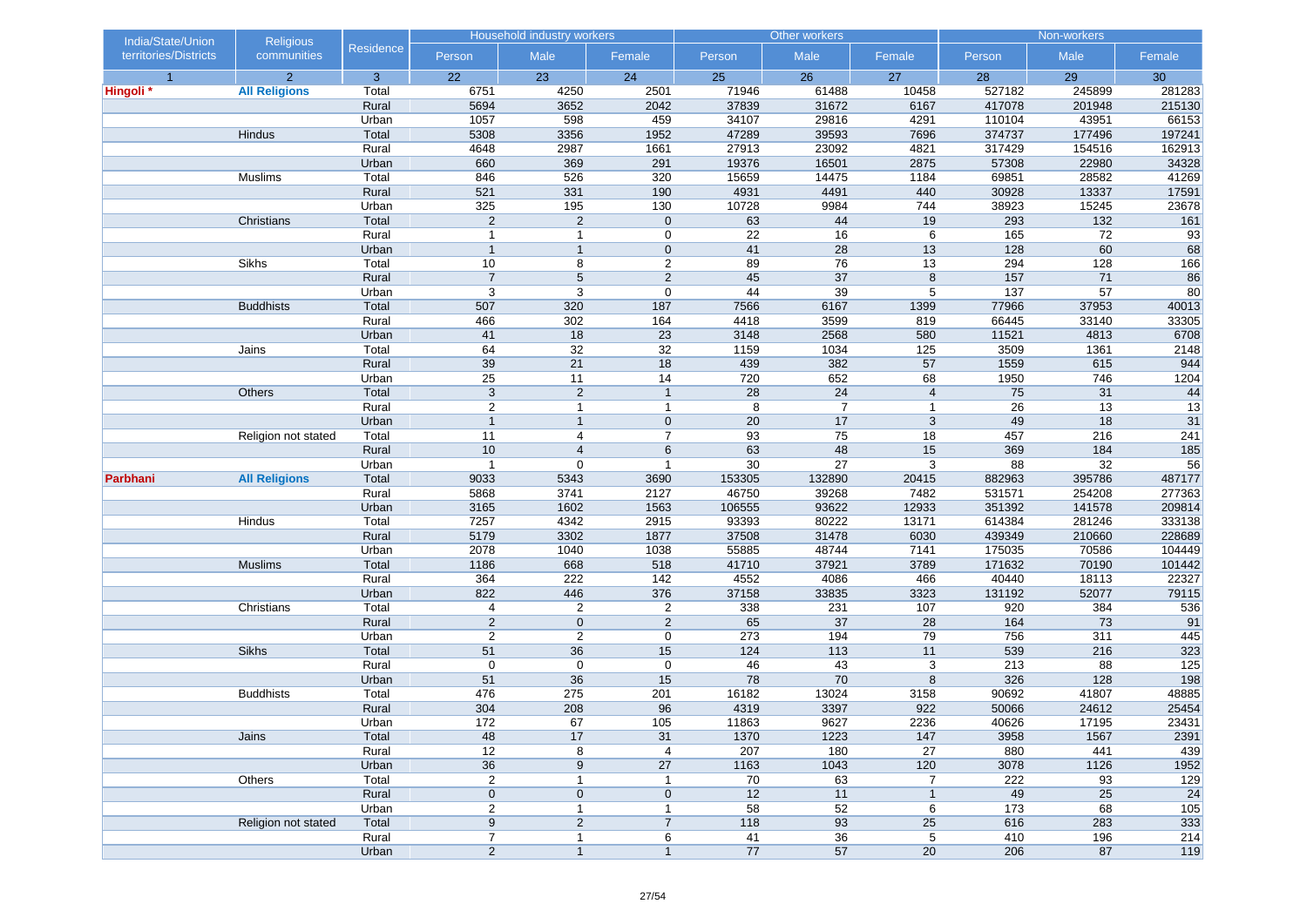| India/State/Union territories/Districts | Religious communities | Residence | Household industry workers | | | Other workers | | | Non-workers | | |
|---|---|---|---|---|---|---|---|---|---|---|---|
| | | | Person | Male | Female | Person | Male | Female | Person | Male | Female |
| 1 | 2 | 3 | 22 | 23 | 24 | 25 | 26 | 27 | 28 | 29 | 30 |
| **Hingoli** * | **All Religions** | Total | 6751 | 4250 | 2501 | 71946 | 61488 | 10458 | 527182 | 245899 | 281283 |
| | | Rural | 5694 | 3652 | 2042 | 37839 | 31672 | 6167 | 417078 | 201948 | 215130 |
| | | Urban | 1057 | 598 | 459 | 34107 | 29816 | 4291 | 110104 | 43951 | 66153 |
| | Hindus | Total | 5308 | 3356 | 1952 | 47289 | 39593 | 7696 | 374737 | 177496 | 197241 |
| | | Rural | 4648 | 2987 | 1661 | 27913 | 23092 | 4821 | 317429 | 154516 | 162913 |
| | | Urban | 660 | 369 | 291 | 19376 | 16501 | 2875 | 57308 | 22980 | 34328 |
| | Muslims | Total | 846 | 526 | 320 | 15659 | 14475 | 1184 | 69851 | 28582 | 41269 |
| | | Rural | 521 | 331 | 190 | 4931 | 4491 | 440 | 30928 | 13337 | 17591 |
| | | Urban | 325 | 195 | 130 | 10728 | 9984 | 744 | 38923 | 15245 | 23678 |
| | Christians | Total | 2 | 2 | 0 | 63 | 44 | 19 | 293 | 132 | 161 |
| | | Rural | 1 | 1 | 0 | 22 | 16 | 6 | 165 | 72 | 93 |
| | | Urban | 1 | 1 | 0 | 41 | 28 | 13 | 128 | 60 | 68 |
| | Sikhs | Total | 10 | 8 | 2 | 89 | 76 | 13 | 294 | 128 | 166 |
| | | Rural | 7 | 5 | 2 | 45 | 37 | 8 | 157 | 71 | 86 |
| | | Urban | 3 | 3 | 0 | 44 | 39 | 5 | 137 | 57 | 80 |
| | Buddhists | Total | 507 | 320 | 187 | 7566 | 6167 | 1399 | 77966 | 37953 | 40013 |
| | | Rural | 466 | 302 | 164 | 4418 | 3599 | 819 | 66445 | 33140 | 33305 |
| | | Urban | 41 | 18 | 23 | 3148 | 2568 | 580 | 11521 | 4813 | 6708 |
| | Jains | Total | 64 | 32 | 32 | 1159 | 1034 | 125 | 3509 | 1361 | 2148 |
| | | Rural | 39 | 21 | 18 | 439 | 382 | 57 | 1559 | 615 | 944 |
| | | Urban | 25 | 11 | 14 | 720 | 652 | 68 | 1950 | 746 | 1204 |
| | Others | Total | 3 | 2 | 1 | 28 | 24 | 4 | 75 | 31 | 44 |
| | | Rural | 2 | 1 | 1 | 8 | 7 | 1 | 26 | 13 | 13 |
| | | Urban | 1 | 1 | 0 | 20 | 17 | 3 | 49 | 18 | 31 |
| | Religion not stated | Total | 11 | 4 | 7 | 93 | 75 | 18 | 457 | 216 | 241 |
| | | Rural | 10 | 4 | 6 | 63 | 48 | 15 | 369 | 184 | 185 |
| | | Urban | 1 | 0 | 1 | 30 | 27 | 3 | 88 | 32 | 56 |
| **Parbhani** | **All Religions** | Total | 9033 | 5343 | 3690 | 153305 | 132890 | 20415 | 882963 | 395786 | 487177 |
| | | Rural | 5868 | 3741 | 2127 | 46750 | 39268 | 7482 | 531571 | 254208 | 277363 |
| | | Urban | 3165 | 1602 | 1563 | 106555 | 93622 | 12933 | 351392 | 141578 | 209814 |
| | Hindus | Total | 7257 | 4342 | 2915 | 93393 | 80222 | 13171 | 614384 | 281246 | 333138 |
| | | Rural | 5179 | 3302 | 1877 | 37508 | 31478 | 6030 | 439349 | 210660 | 228689 |
| | | Urban | 2078 | 1040 | 1038 | 55885 | 48744 | 7141 | 175035 | 70586 | 104449 |
| | Muslims | Total | 1186 | 668 | 518 | 41710 | 37921 | 3789 | 171632 | 70190 | 101442 |
| | | Rural | 364 | 222 | 142 | 4552 | 4086 | 466 | 40440 | 18113 | 22327 |
| | | Urban | 822 | 446 | 376 | 37158 | 33835 | 3323 | 131192 | 52077 | 79115 |
| | Christians | Total | 4 | 2 | 2 | 338 | 231 | 107 | 920 | 384 | 536 |
| | | Rural | 2 | 0 | 2 | 65 | 37 | 28 | 164 | 73 | 91 |
| | | Urban | 2 | 2 | 0 | 273 | 194 | 79 | 756 | 311 | 445 |
| | Sikhs | Total | 51 | 36 | 15 | 124 | 113 | 11 | 539 | 216 | 323 |
| | | Rural | 0 | 0 | 0 | 46 | 43 | 3 | 213 | 88 | 125 |
| | | Urban | 51 | 36 | 15 | 78 | 70 | 8 | 326 | 128 | 198 |
| | Buddhists | Total | 476 | 275 | 201 | 16182 | 13024 | 3158 | 90692 | 41807 | 48885 |
| | | Rural | 304 | 208 | 96 | 4319 | 3397 | 922 | 50066 | 24612 | 25454 |
| | | Urban | 172 | 67 | 105 | 11863 | 9627 | 2236 | 40626 | 17195 | 23431 |
| | Jains | Total | 48 | 17 | 31 | 1370 | 1223 | 147 | 3958 | 1567 | 2391 |
| | | Rural | 12 | 8 | 4 | 207 | 180 | 27 | 880 | 441 | 439 |
| | | Urban | 36 | 9 | 27 | 1163 | 1043 | 120 | 3078 | 1126 | 1952 |
| | Others | Total | 2 | 1 | 1 | 70 | 63 | 7 | 222 | 93 | 129 |
| | | Rural | 0 | 0 | 0 | 12 | 11 | 1 | 49 | 25 | 24 |
| | | Urban | 2 | 1 | 1 | 58 | 52 | 6 | 173 | 68 | 105 |
| | Religion not stated | Total | 9 | 2 | 7 | 118 | 93 | 25 | 616 | 283 | 333 |
| | | Rural | 7 | 1 | 6 | 41 | 36 | 5 | 410 | 196 | 214 |
| | | Urban | 2 | 1 | 1 | 77 | 57 | 20 | 206 | 87 | 119 |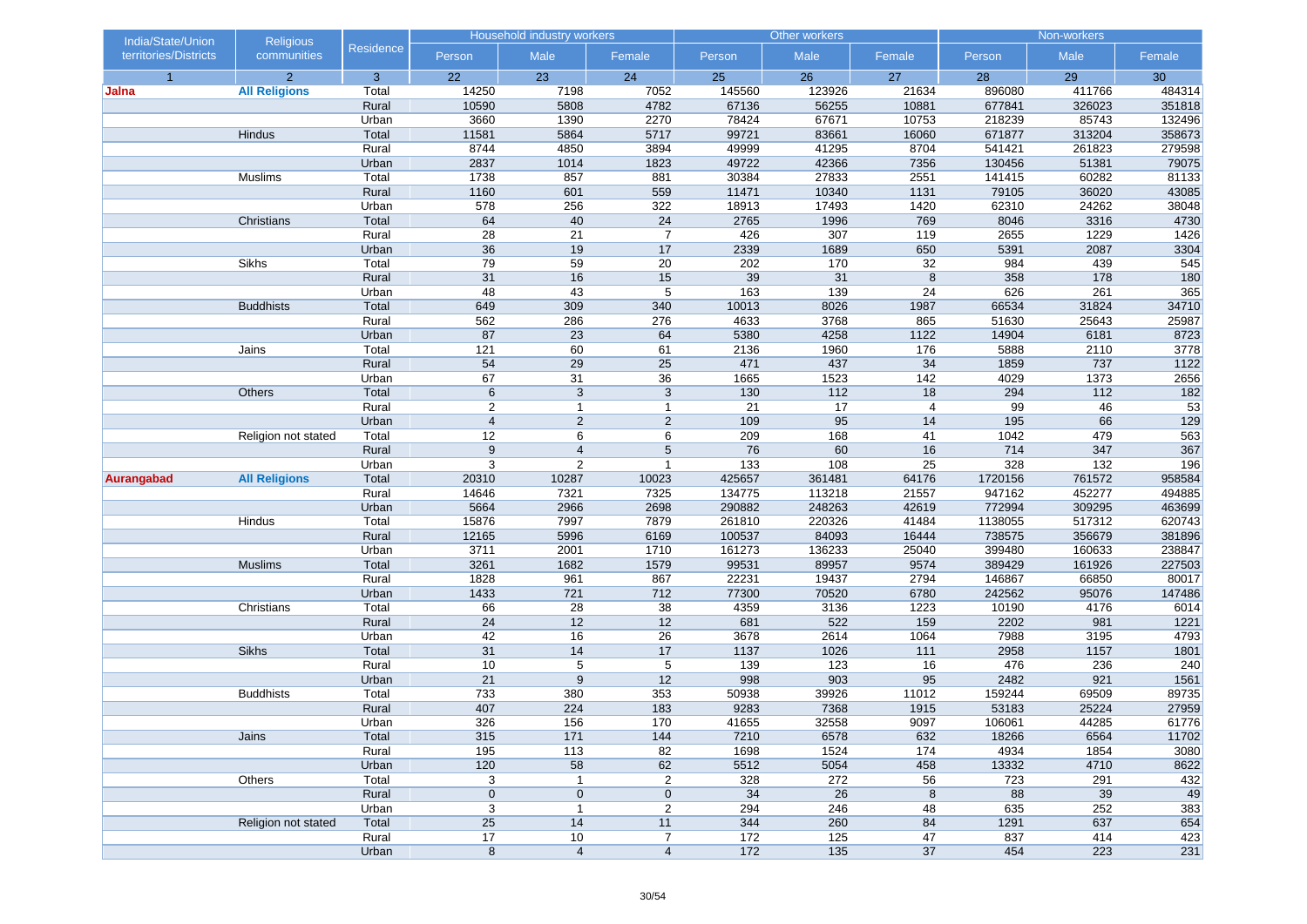| India/State/Union territories/Districts | Religious communities | Residence | Household industry workers | | | Other workers | | | Non-workers | | |
|---|---|---|---|---|---|---|---|---|---|---|---|
| | | | Person | Male | Female | Person | Male | Female | Person | Male | Female |
| 1 | 2 | 3 | 22 | 23 | 24 | 25 | 26 | 27 | 28 | 29 | 30 |
| **Jalna** | **All Religions** | Total | 14250 | 7198 | 7052 | 145560 | 123926 | 21634 | 896080 | 411766 | 484314 |
| | | Rural | 10590 | 5808 | 4782 | 67136 | 56255 | 10881 | 677841 | 326023 | 351818 |
| | | Urban | 3660 | 1390 | 2270 | 78424 | 67671 | 10753 | 218239 | 85743 | 132496 |
| | Hindus | Total | 11581 | 5864 | 5717 | 99721 | 83661 | 16060 | 671877 | 313204 | 358673 |
| | | Rural | 8744 | 4850 | 3894 | 49999 | 41295 | 8704 | 541421 | 261823 | 279598 |
| | | Urban | 2837 | 1014 | 1823 | 49722 | 42366 | 7356 | 130456 | 51381 | 79075 |
| | Muslims | Total | 1738 | 857 | 881 | 30384 | 27833 | 2551 | 141415 | 60282 | 81133 |
| | | Rural | 1160 | 601 | 559 | 11471 | 10340 | 1131 | 79105 | 36020 | 43085 |
| | | Urban | 578 | 256 | 322 | 18913 | 17493 | 1420 | 62310 | 24262 | 38048 |
| | Christians | Total | 64 | 40 | 24 | 2765 | 1996 | 769 | 8046 | 3316 | 4730 |
| | | Rural | 28 | 21 | 7 | 426 | 307 | 119 | 2655 | 1229 | 1426 |
| | | Urban | 36 | 19 | 17 | 2339 | 1689 | 650 | 5391 | 2087 | 3304 |
| | Sikhs | Total | 79 | 59 | 20 | 202 | 170 | 32 | 984 | 439 | 545 |
| | | Rural | 31 | 16 | 15 | 39 | 31 | 8 | 358 | 178 | 180 |
| | | Urban | 48 | 43 | 5 | 163 | 139 | 24 | 626 | 261 | 365 |
| | Buddhists | Total | 649 | 309 | 340 | 10013 | 8026 | 1987 | 66534 | 31824 | 34710 |
| | | Rural | 562 | 286 | 276 | 4633 | 3768 | 865 | 51630 | 25643 | 25987 |
| | | Urban | 87 | 23 | 64 | 5380 | 4258 | 1122 | 14904 | 6181 | 8723 |
| | Jains | Total | 121 | 60 | 61 | 2136 | 1960 | 176 | 5888 | 2110 | 3778 |
| | | Rural | 54 | 29 | 25 | 471 | 437 | 34 | 1859 | 737 | 1122 |
| | | Urban | 67 | 31 | 36 | 1665 | 1523 | 142 | 4029 | 1373 | 2656 |
| | Others | Total | 6 | 3 | 3 | 130 | 112 | 18 | 294 | 112 | 182 |
| | | Rural | 2 | 1 | 1 | 21 | 17 | 4 | 99 | 46 | 53 |
| | | Urban | 4 | 2 | 2 | 109 | 95 | 14 | 195 | 66 | 129 |
| | Religion not stated | Total | 12 | 6 | 6 | 209 | 168 | 41 | 1042 | 479 | 563 |
| | | Rural | 9 | 4 | 5 | 76 | 60 | 16 | 714 | 347 | 367 |
| | | Urban | 3 | 2 | 1 | 133 | 108 | 25 | 328 | 132 | 196 |
| **Aurangabad** | **All Religions** | Total | 20310 | 10287 | 10023 | 425657 | 361481 | 64176 | 1720156 | 761572 | 958584 |
| | | Rural | 14646 | 7321 | 7325 | 134775 | 113218 | 21557 | 947162 | 452277 | 494885 |
| | | Urban | 5664 | 2966 | 2698 | 290882 | 248263 | 42619 | 772994 | 309295 | 463699 |
| | Hindus | Total | 15876 | 7997 | 7879 | 261810 | 220326 | 41484 | 1138055 | 517312 | 620743 |
| | | Rural | 12165 | 5996 | 6169 | 100537 | 84093 | 16444 | 738575 | 356679 | 381896 |
| | | Urban | 3711 | 2001 | 1710 | 161273 | 136233 | 25040 | 399480 | 160633 | 238847 |
| | Muslims | Total | 3261 | 1682 | 1579 | 99531 | 89957 | 9574 | 389429 | 161926 | 227503 |
| | | Rural | 1828 | 961 | 867 | 22231 | 19437 | 2794 | 146867 | 66850 | 80017 |
| | | Urban | 1433 | 721 | 712 | 77300 | 70520 | 6780 | 242562 | 95076 | 147486 |
| | Christians | Total | 66 | 28 | 38 | 4359 | 3136 | 1223 | 10190 | 4176 | 6014 |
| | | Rural | 24 | 12 | 12 | 681 | 522 | 159 | 2202 | 981 | 1221 |
| | | Urban | 42 | 16 | 26 | 3678 | 2614 | 1064 | 7988 | 3195 | 4793 |
| | Sikhs | Total | 31 | 14 | 17 | 1137 | 1026 | 111 | 2958 | 1157 | 1801 |
| | | Rural | 10 | 5 | 5 | 139 | 123 | 16 | 476 | 236 | 240 |
| | | Urban | 21 | 9 | 12 | 998 | 903 | 95 | 2482 | 921 | 1561 |
| | Buddhists | Total | 733 | 380 | 353 | 50938 | 39926 | 11012 | 159244 | 69509 | 89735 |
| | | Rural | 407 | 224 | 183 | 9283 | 7368 | 1915 | 53183 | 25224 | 27959 |
| | | Urban | 326 | 156 | 170 | 41655 | 32558 | 9097 | 106061 | 44285 | 61776 |
| | Jains | Total | 315 | 171 | 144 | 7210 | 6578 | 632 | 18266 | 6564 | 11702 |
| | | Rural | 195 | 113 | 82 | 1698 | 1524 | 174 | 4934 | 1854 | 3080 |
| | | Urban | 120 | 58 | 62 | 5512 | 5054 | 458 | 13332 | 4710 | 8622 |
| | Others | Total | 3 | 1 | 2 | 328 | 272 | 56 | 723 | 291 | 432 |
| | | Rural | 0 | 0 | 0 | 34 | 26 | 8 | 88 | 39 | 49 |
| | | Urban | 3 | 1 | 2 | 294 | 246 | 48 | 635 | 252 | 383 |
| | Religion not stated | Total | 25 | 14 | 11 | 344 | 260 | 84 | 1291 | 637 | 654 |
| | | Rural | 17 | 10 | 7 | 172 | 125 | 47 | 837 | 414 | 423 |
| | | Urban | 8 | 4 | 4 | 172 | 135 | 37 | 454 | 223 | 231 |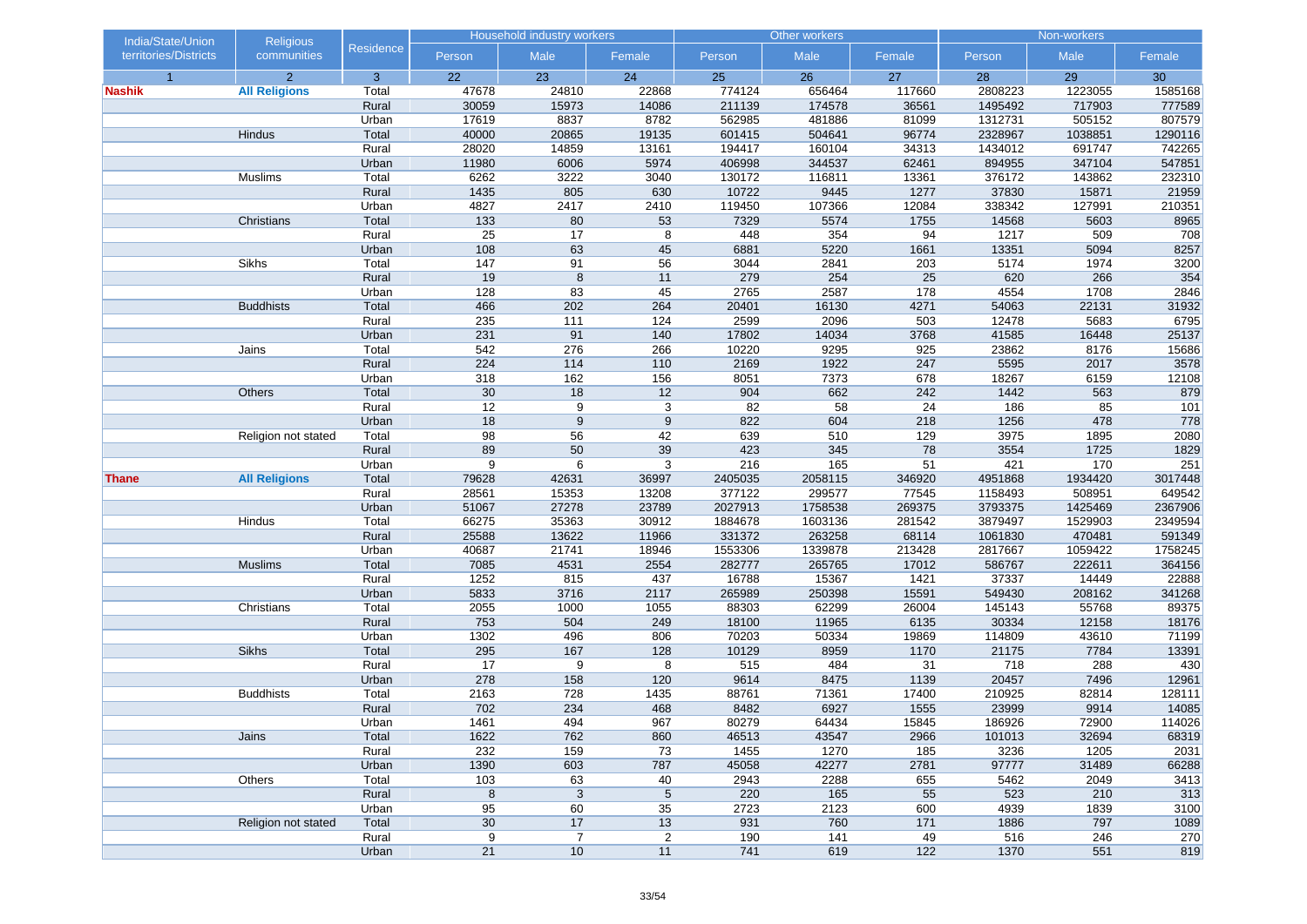| India/State/Union territories/Districts | Religious communities | Residence | Household industry workers | | | Other workers | | | Non-workers | | |
|---|---|---|---|---|---|---|---|---|---|---|---|
| | | | Person | Male | Female | Person | Male | Female | Person | Male | Female |
| 1 | 2 | 3 | 22 | 23 | 24 | 25 | 26 | 27 | 28 | 29 | 30 |
| **Nashik** | **All Religions** | Total | 47678 | 24810 | 22868 | 774124 | 656464 | 117660 | 2808223 | 1223055 | 1585168 |
| | | Rural | 30059 | 15973 | 14086 | 211139 | 174578 | 36561 | 1495492 | 717903 | 777589 |
| | | Urban | 17619 | 8837 | 8782 | 562985 | 481886 | 81099 | 1312731 | 505152 | 807579 |
| | Hindus | Total | 40000 | 20865 | 19135 | 601415 | 504641 | 96774 | 2328967 | 1038851 | 1290116 |
| | | Rural | 28020 | 14859 | 13161 | 194417 | 160104 | 34313 | 1434012 | 691747 | 742265 |
| | | Urban | 11980 | 6006 | 5974 | 406998 | 344537 | 62461 | 894955 | 347104 | 547851 |
| | Muslims | Total | 6262 | 3222 | 3040 | 130172 | 116811 | 13361 | 376172 | 143862 | 232310 |
| | | Rural | 1435 | 805 | 630 | 10722 | 9445 | 1277 | 37830 | 15871 | 21959 |
| | | Urban | 4827 | 2417 | 2410 | 119450 | 107366 | 12084 | 338342 | 127991 | 210351 |
| | Christians | Total | 133 | 80 | 53 | 7329 | 5574 | 1755 | 14568 | 5603 | 8965 |
| | | Rural | 25 | 17 | 8 | 448 | 354 | 94 | 1217 | 509 | 708 |
| | | Urban | 108 | 63 | 45 | 6881 | 5220 | 1661 | 13351 | 5094 | 8257 |
| | Sikhs | Total | 147 | 91 | 56 | 3044 | 2841 | 203 | 5174 | 1974 | 3200 |
| | | Rural | 19 | 8 | 11 | 279 | 254 | 25 | 620 | 266 | 354 |
| | | Urban | 128 | 83 | 45 | 2765 | 2587 | 178 | 4554 | 1708 | 2846 |
| | Buddhists | Total | 466 | 202 | 264 | 20401 | 16130 | 4271 | 54063 | 22131 | 31932 |
| | | Rural | 235 | 111 | 124 | 2599 | 2096 | 503 | 12478 | 5683 | 6795 |
| | | Urban | 231 | 91 | 140 | 17802 | 14034 | 3768 | 41585 | 16448 | 25137 |
| | Jains | Total | 542 | 276 | 266 | 10220 | 9295 | 925 | 23862 | 8176 | 15686 |
| | | Rural | 224 | 114 | 110 | 2169 | 1922 | 247 | 5595 | 2017 | 3578 |
| | | Urban | 318 | 162 | 156 | 8051 | 7373 | 678 | 18267 | 6159 | 12108 |
| | Others | Total | 30 | 18 | 12 | 904 | 662 | 242 | 1442 | 563 | 879 |
| | | Rural | 12 | 9 | 3 | 82 | 58 | 24 | 186 | 85 | 101 |
| | | Urban | 18 | 9 | 9 | 822 | 604 | 218 | 1256 | 478 | 778 |
| | Religion not stated | Total | 98 | 56 | 42 | 639 | 510 | 129 | 3975 | 1895 | 2080 |
| | | Rural | 89 | 50 | 39 | 423 | 345 | 78 | 3554 | 1725 | 1829 |
| | | Urban | 9 | 6 | 3 | 216 | 165 | 51 | 421 | 170 | 251 |
| **Thane** | **All Religions** | Total | 79628 | 42631 | 36997 | 2405035 | 2058115 | 346920 | 4951868 | 1934420 | 3017448 |
| | | Rural | 28561 | 15353 | 13208 | 377122 | 299577 | 77545 | 1158493 | 508951 | 649542 |
| | | Urban | 51067 | 27278 | 23789 | 2027913 | 1758538 | 269375 | 3793375 | 1425469 | 2367906 |
| | Hindus | Total | 66275 | 35363 | 30912 | 1884678 | 1603136 | 281542 | 3879497 | 1529903 | 2349594 |
| | | Rural | 25588 | 13622 | 11966 | 331372 | 263258 | 68114 | 1061830 | 470481 | 591349 |
| | | Urban | 40687 | 21741 | 18946 | 1553306 | 1339878 | 213428 | 2817667 | 1059422 | 1758245 |
| | Muslims | Total | 7085 | 4531 | 2554 | 282777 | 265765 | 17012 | 586767 | 222611 | 364156 |
| | | Rural | 1252 | 815 | 437 | 16788 | 15367 | 1421 | 37337 | 14449 | 22888 |
| | | Urban | 5833 | 3716 | 2117 | 265989 | 250398 | 15591 | 549430 | 208162 | 341268 |
| | Christians | Total | 2055 | 1000 | 1055 | 88303 | 62299 | 26004 | 145143 | 55768 | 89375 |
| | | Rural | 753 | 504 | 249 | 18100 | 11965 | 6135 | 30334 | 12158 | 18176 |
| | | Urban | 1302 | 496 | 806 | 70203 | 50334 | 19869 | 114809 | 43610 | 71199 |
| | Sikhs | Total | 295 | 167 | 128 | 10129 | 8959 | 1170 | 21175 | 7784 | 13391 |
| | | Rural | 17 | 9 | 8 | 515 | 484 | 31 | 718 | 288 | 430 |
| | | Urban | 278 | 158 | 120 | 9614 | 8475 | 1139 | 20457 | 7496 | 12961 |
| | Buddhists | Total | 2163 | 728 | 1435 | 88761 | 71361 | 17400 | 210925 | 82814 | 128111 |
| | | Rural | 702 | 234 | 468 | 8482 | 6927 | 1555 | 23999 | 9914 | 14085 |
| | | Urban | 1461 | 494 | 967 | 80279 | 64434 | 15845 | 186926 | 72900 | 114026 |
| | Jains | Total | 1622 | 762 | 860 | 46513 | 43547 | 2966 | 101013 | 32694 | 68319 |
| | | Rural | 232 | 159 | 73 | 1455 | 1270 | 185 | 3236 | 1205 | 2031 |
| | | Urban | 1390 | 603 | 787 | 45058 | 42277 | 2781 | 97777 | 31489 | 66288 |
| | Others | Total | 103 | 63 | 40 | 2943 | 2288 | 655 | 5462 | 2049 | 3413 |
| | | Rural | 8 | 3 | 5 | 220 | 165 | 55 | 523 | 210 | 313 |
| | | Urban | 95 | 60 | 35 | 2723 | 2123 | 600 | 4939 | 1839 | 3100 |
| | Religion not stated | Total | 30 | 17 | 13 | 931 | 760 | 171 | 1886 | 797 | 1089 |
| | | Rural | 9 | 7 | 2 | 190 | 141 | 49 | 516 | 246 | 270 |
| | | Urban | 21 | 10 | 11 | 741 | 619 | 122 | 1370 | 551 | 819 |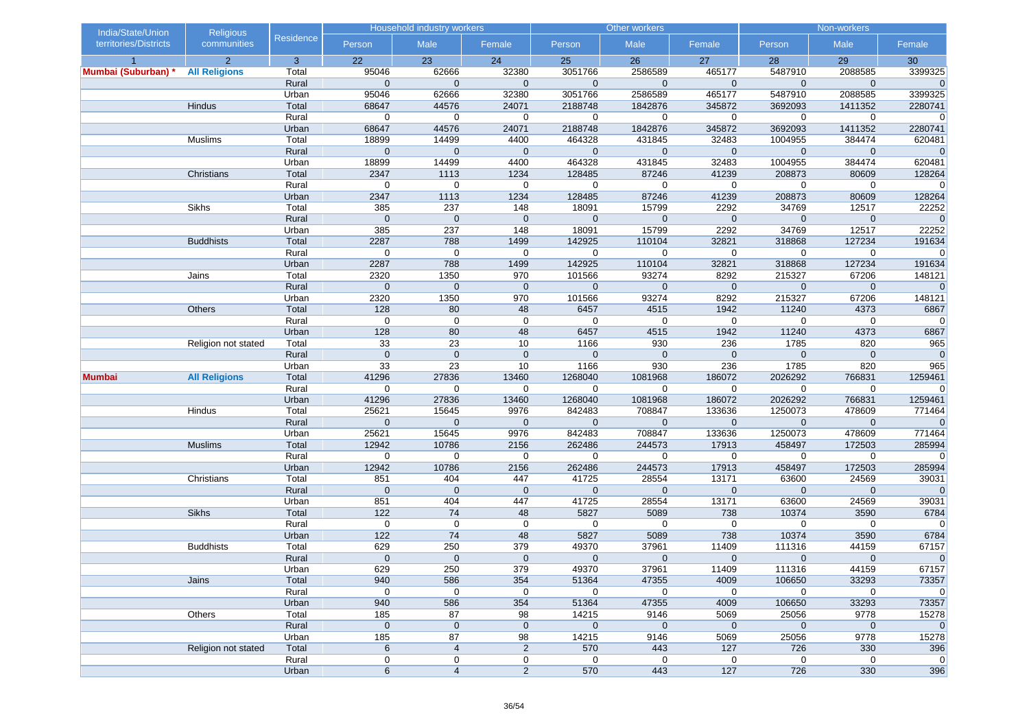| India/State/Union territories/Districts | Religious communities | Residence | Household industry workers | | | Other workers | | | Non-workers | | |
|---|---|---|---|---|---|---|---|---|---|---|---|
| | | | Person | Male | Female | Person | Male | Female | Person | Male | Female |
| 1 | 2 | 3 | 22 | 23 | 24 | 25 | 26 | 27 | 28 | 29 | 30 |
| **Mumbai (Suburban) *** | **All Religions** | Total | 95046 | 62666 | 32380 | 3051766 | 2586589 | 465177 | 5487910 | 2088585 | 3399325 |
| | | Rural | 0 | 0 | 0 | 0 | 0 | 0 | 0 | 0 | 0 |
| | | Urban | 95046 | 62666 | 32380 | 3051766 | 2586589 | 465177 | 5487910 | 2088585 | 3399325 |
| | Hindus | Total | 68647 | 44576 | 24071 | 2188748 | 1842876 | 345872 | 3692093 | 1411352 | 2280741 |
| | | Rural | 0 | 0 | 0 | 0 | 0 | 0 | 0 | 0 | 0 |
| | | Urban | 68647 | 44576 | 24071 | 2188748 | 1842876 | 345872 | 3692093 | 1411352 | 2280741 |
| | Muslims | Total | 18899 | 14499 | 4400 | 464328 | 431845 | 32483 | 1004955 | 384474 | 620481 |
| | | Rural | 0 | 0 | 0 | 0 | 0 | 0 | 0 | 0 | 0 |
| | | Urban | 18899 | 14499 | 4400 | 464328 | 431845 | 32483 | 1004955 | 384474 | 620481 |
| | Christians | Total | 2347 | 1113 | 1234 | 128485 | 87246 | 41239 | 208873 | 80609 | 128264 |
| | | Rural | 0 | 0 | 0 | 0 | 0 | 0 | 0 | 0 | 0 |
| | | Urban | 2347 | 1113 | 1234 | 128485 | 87246 | 41239 | 208873 | 80609 | 128264 |
| | Sikhs | Total | 385 | 237 | 148 | 18091 | 15799 | 2292 | 34769 | 12517 | 22252 |
| | | Rural | 0 | 0 | 0 | 0 | 0 | 0 | 0 | 0 | 0 |
| | | Urban | 385 | 237 | 148 | 18091 | 15799 | 2292 | 34769 | 12517 | 22252 |
| | Buddhists | Total | 2287 | 788 | 1499 | 142925 | 110104 | 32821 | 318868 | 127234 | 191634 |
| | | Rural | 0 | 0 | 0 | 0 | 0 | 0 | 0 | 0 | 0 |
| | | Urban | 2287 | 788 | 1499 | 142925 | 110104 | 32821 | 318868 | 127234 | 191634 |
| | Jains | Total | 2320 | 1350 | 970 | 101566 | 93274 | 8292 | 215327 | 67206 | 148121 |
| | | Rural | 0 | 0 | 0 | 0 | 0 | 0 | 0 | 0 | 0 |
| | | Urban | 2320 | 1350 | 970 | 101566 | 93274 | 8292 | 215327 | 67206 | 148121 |
| | Others | Total | 128 | 80 | 48 | 6457 | 4515 | 1942 | 11240 | 4373 | 6867 |
| | | Rural | 0 | 0 | 0 | 0 | 0 | 0 | 0 | 0 | 0 |
| | | Urban | 128 | 80 | 48 | 6457 | 4515 | 1942 | 11240 | 4373 | 6867 |
| | Religion not stated | Total | 33 | 23 | 10 | 1166 | 930 | 236 | 1785 | 820 | 965 |
| | | Rural | 0 | 0 | 0 | 0 | 0 | 0 | 0 | 0 | 0 |
| | | Urban | 33 | 23 | 10 | 1166 | 930 | 236 | 1785 | 820 | 965 |
| **Mumbai** | **All Religions** | Total | 41296 | 27836 | 13460 | 1268040 | 1081968 | 186072 | 2026292 | 766831 | 1259461 |
| | | Rural | 0 | 0 | 0 | 0 | 0 | 0 | 0 | 0 | 0 |
| | | Urban | 41296 | 27836 | 13460 | 1268040 | 1081968 | 186072 | 2026292 | 766831 | 1259461 |
| | Hindus | Total | 25621 | 15645 | 9976 | 842483 | 708847 | 133636 | 1250073 | 478609 | 771464 |
| | | Rural | 0 | 0 | 0 | 0 | 0 | 0 | 0 | 0 | 0 |
| | | Urban | 25621 | 15645 | 9976 | 842483 | 708847 | 133636 | 1250073 | 478609 | 771464 |
| | Muslims | Total | 12942 | 10786 | 2156 | 262486 | 244573 | 17913 | 458497 | 172503 | 285994 |
| | | Rural | 0 | 0 | 0 | 0 | 0 | 0 | 0 | 0 | 0 |
| | | Urban | 12942 | 10786 | 2156 | 262486 | 244573 | 17913 | 458497 | 172503 | 285994 |
| | Christians | Total | 851 | 404 | 447 | 41725 | 28554 | 13171 | 63600 | 24569 | 39031 |
| | | Rural | 0 | 0 | 0 | 0 | 0 | 0 | 0 | 0 | 0 |
| | | Urban | 851 | 404 | 447 | 41725 | 28554 | 13171 | 63600 | 24569 | 39031 |
| | Sikhs | Total | 122 | 74 | 48 | 5827 | 5089 | 738 | 10374 | 3590 | 6784 |
| | | Rural | 0 | 0 | 0 | 0 | 0 | 0 | 0 | 0 | 0 |
| | | Urban | 122 | 74 | 48 | 5827 | 5089 | 738 | 10374 | 3590 | 6784 |
| | Buddhists | Total | 629 | 250 | 379 | 49370 | 37961 | 11409 | 111316 | 44159 | 67157 |
| | | Rural | 0 | 0 | 0 | 0 | 0 | 0 | 0 | 0 | 0 |
| | | Urban | 629 | 250 | 379 | 49370 | 37961 | 11409 | 111316 | 44159 | 67157 |
| | Jains | Total | 940 | 586 | 354 | 51364 | 47355 | 4009 | 106650 | 33293 | 73357 |
| | | Rural | 0 | 0 | 0 | 0 | 0 | 0 | 0 | 0 | 0 |
| | | Urban | 940 | 586 | 354 | 51364 | 47355 | 4009 | 106650 | 33293 | 73357 |
| | Others | Total | 185 | 87 | 98 | 14215 | 9146 | 5069 | 25056 | 9778 | 15278 |
| | | Rural | 0 | 0 | 0 | 0 | 0 | 0 | 0 | 0 | 0 |
| | | Urban | 185 | 87 | 98 | 14215 | 9146 | 5069 | 25056 | 9778 | 15278 |
| | Religion not stated | Total | 6 | 4 | 2 | 570 | 443 | 127 | 726 | 330 | 396 |
| | | Rural | 0 | 0 | 0 | 0 | 0 | 0 | 0 | 0 | 0 |
| | | Urban | 6 | 4 | 2 | 570 | 443 | 127 | 726 | 330 | 396 |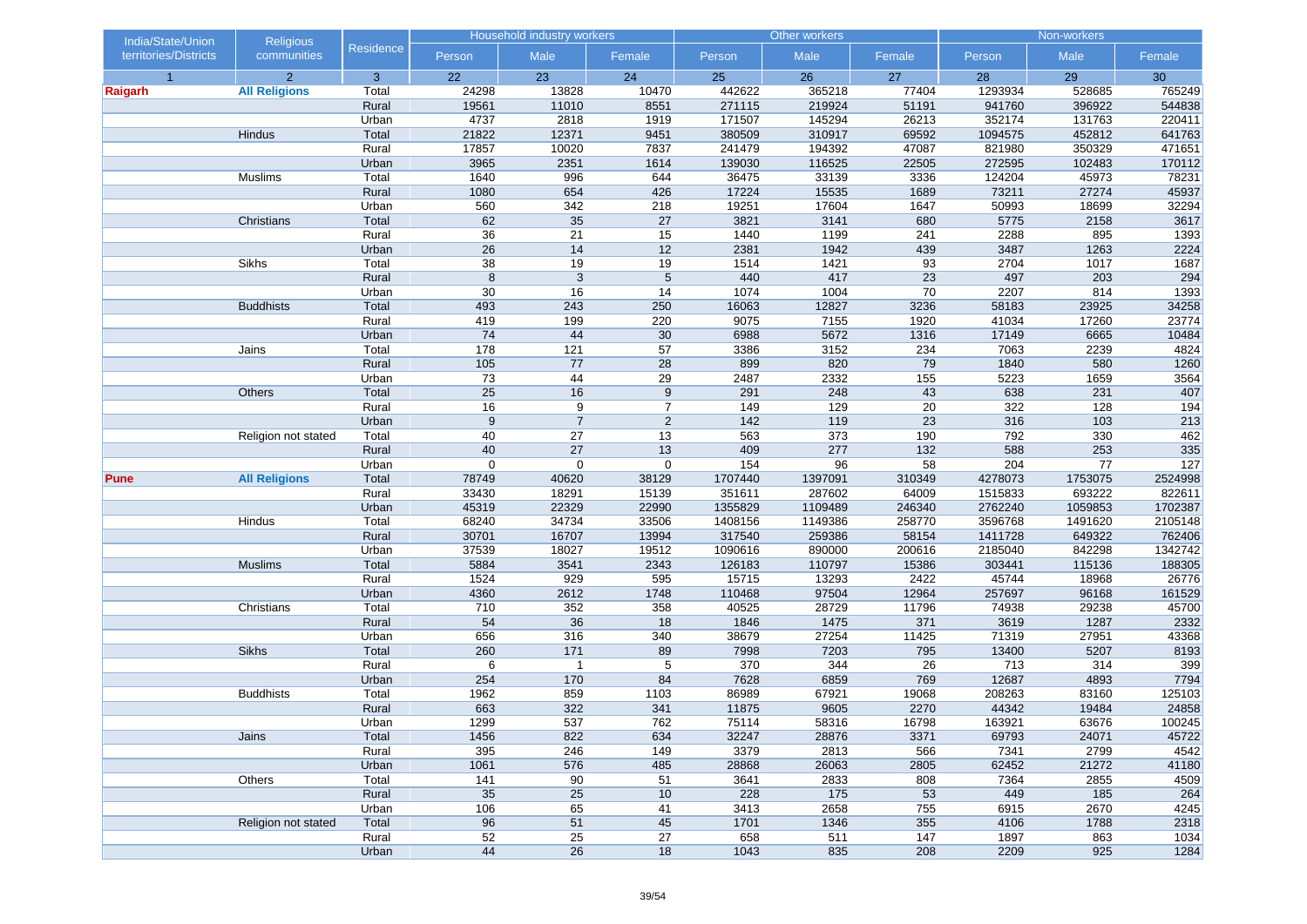| India/State/Union territories/Districts | Religious communities | Residence | Household industry workers | | | Other workers | | | Non-workers | | |
|---|---|---|---|---|---|---|---|---|---|---|---|
| | | | Person | Male | Female | Person | Male | Female | Person | Male | Female |
| 1 | 2 | 3 | 22 | 23 | 24 | 25 | 26 | 27 | 28 | 29 | 30 |
| **Raigarh** | **All Religions** | Total | 24298 | 13828 | 10470 | 442622 | 365218 | 77404 | 1293934 | 528685 | 765249 |
| | | Rural | 19561 | 11010 | 8551 | 271115 | 219924 | 51191 | 941760 | 396922 | 544838 |
| | | Urban | 4737 | 2818 | 1919 | 171507 | 145294 | 26213 | 352174 | 131763 | 220411 |
| | Hindus | Total | 21822 | 12371 | 9451 | 380509 | 310917 | 69592 | 1094575 | 452812 | 641763 |
| | | Rural | 17857 | 10020 | 7837 | 241479 | 194392 | 47087 | 821980 | 350329 | 471651 |
| | | Urban | 3965 | 2351 | 1614 | 139030 | 116525 | 22505 | 272595 | 102483 | 170112 |
| | Muslims | Total | 1640 | 996 | 644 | 36475 | 33139 | 3336 | 124204 | 45973 | 78231 |
| | | Rural | 1080 | 654 | 426 | 17224 | 15535 | 1689 | 73211 | 27274 | 45937 |
| | | Urban | 560 | 342 | 218 | 19251 | 17604 | 1647 | 50993 | 18699 | 32294 |
| | Christians | Total | 62 | 35 | 27 | 3821 | 3141 | 680 | 5775 | 2158 | 3617 |
| | | Rural | 36 | 21 | 15 | 1440 | 1199 | 241 | 2288 | 895 | 1393 |
| | | Urban | 26 | 14 | 12 | 2381 | 1942 | 439 | 3487 | 1263 | 2224 |
| | Sikhs | Total | 38 | 19 | 19 | 1514 | 1421 | 93 | 2704 | 1017 | 1687 |
| | | Rural | 8 | 3 | 5 | 440 | 417 | 23 | 497 | 203 | 294 |
| | | Urban | 30 | 16 | 14 | 1074 | 1004 | 70 | 2207 | 814 | 1393 |
| | Buddhists | Total | 493 | 243 | 250 | 16063 | 12827 | 3236 | 58183 | 23925 | 34258 |
| | | Rural | 419 | 199 | 220 | 9075 | 7155 | 1920 | 41034 | 17260 | 23774 |
| | | Urban | 74 | 44 | 30 | 6988 | 5672 | 1316 | 17149 | 6665 | 10484 |
| | Jains | Total | 178 | 121 | 57 | 3386 | 3152 | 234 | 7063 | 2239 | 4824 |
| | | Rural | 105 | 77 | 28 | 899 | 820 | 79 | 1840 | 580 | 1260 |
| | | Urban | 73 | 44 | 29 | 2487 | 2332 | 155 | 5223 | 1659 | 3564 |
| | Others | Total | 25 | 16 | 9 | 291 | 248 | 43 | 638 | 231 | 407 |
| | | Rural | 16 | 9 | 7 | 149 | 129 | 20 | 322 | 128 | 194 |
| | | Urban | 9 | 7 | 2 | 142 | 119 | 23 | 316 | 103 | 213 |
| | Religion not stated | Total | 40 | 27 | 13 | 563 | 373 | 190 | 792 | 330 | 462 |
| | | Rural | 40 | 27 | 13 | 409 | 277 | 132 | 588 | 253 | 335 |
| | | Urban | 0 | 0 | 0 | 154 | 96 | 58 | 204 | 77 | 127 |
| **Pune** | **All Religions** | Total | 78749 | 40620 | 38129 | 1707440 | 1397091 | 310349 | 4278073 | 1753075 | 2524998 |
| | | Rural | 33430 | 18291 | 15139 | 351611 | 287602 | 64009 | 1515833 | 693222 | 822611 |
| | | Urban | 45319 | 22329 | 22990 | 1355829 | 1109489 | 246340 | 2762240 | 1059853 | 1702387 |
| | Hindus | Total | 68240 | 34734 | 33506 | 1408156 | 1149386 | 258770 | 3596768 | 1491620 | 2105148 |
| | | Rural | 30701 | 16707 | 13994 | 317540 | 259386 | 58154 | 1411728 | 649322 | 762406 |
| | | Urban | 37539 | 18027 | 19512 | 1090616 | 890000 | 200616 | 2185040 | 842298 | 1342742 |
| | Muslims | Total | 5884 | 3541 | 2343 | 126183 | 110797 | 15386 | 303441 | 115136 | 188305 |
| | | Rural | 1524 | 929 | 595 | 15715 | 13293 | 2422 | 45744 | 18968 | 26776 |
| | | Urban | 4360 | 2612 | 1748 | 110468 | 97504 | 12964 | 257697 | 96168 | 161529 |
| | Christians | Total | 710 | 352 | 358 | 40525 | 28729 | 11796 | 74938 | 29238 | 45700 |
| | | Rural | 54 | 36 | 18 | 1846 | 1475 | 371 | 3619 | 1287 | 2332 |
| | | Urban | 656 | 316 | 340 | 38679 | 27254 | 11425 | 71319 | 27951 | 43368 |
| | Sikhs | Total | 260 | 171 | 89 | 7998 | 7203 | 795 | 13400 | 5207 | 8193 |
| | | Rural | 6 | 1 | 5 | 370 | 344 | 26 | 713 | 314 | 399 |
| | | Urban | 254 | 170 | 84 | 7628 | 6859 | 769 | 12687 | 4893 | 7794 |
| | Buddhists | Total | 1962 | 859 | 1103 | 86989 | 67921 | 19068 | 208263 | 83160 | 125103 |
| | | Rural | 663 | 322 | 341 | 11875 | 9605 | 2270 | 44342 | 19484 | 24858 |
| | | Urban | 1299 | 537 | 762 | 75114 | 58316 | 16798 | 163921 | 63676 | 100245 |
| | Jains | Total | 1456 | 822 | 634 | 32247 | 28876 | 3371 | 69793 | 24071 | 45722 |
| | | Rural | 395 | 246 | 149 | 3379 | 2813 | 566 | 7341 | 2799 | 4542 |
| | | Urban | 1061 | 576 | 485 | 28868 | 26063 | 2805 | 62452 | 21272 | 41180 |
| | Others | Total | 141 | 90 | 51 | 3641 | 2833 | 808 | 7364 | 2855 | 4509 |
| | | Rural | 35 | 25 | 10 | 228 | 175 | 53 | 449 | 185 | 264 |
| | | Urban | 106 | 65 | 41 | 3413 | 2658 | 755 | 6915 | 2670 | 4245 |
| | Religion not stated | Total | 96 | 51 | 45 | 1701 | 1346 | 355 | 4106 | 1788 | 2318 |
| | | Rural | 52 | 25 | 27 | 658 | 511 | 147 | 1897 | 863 | 1034 |
| | | Urban | 44 | 26 | 18 | 1043 | 835 | 208 | 2209 | 925 | 1284 |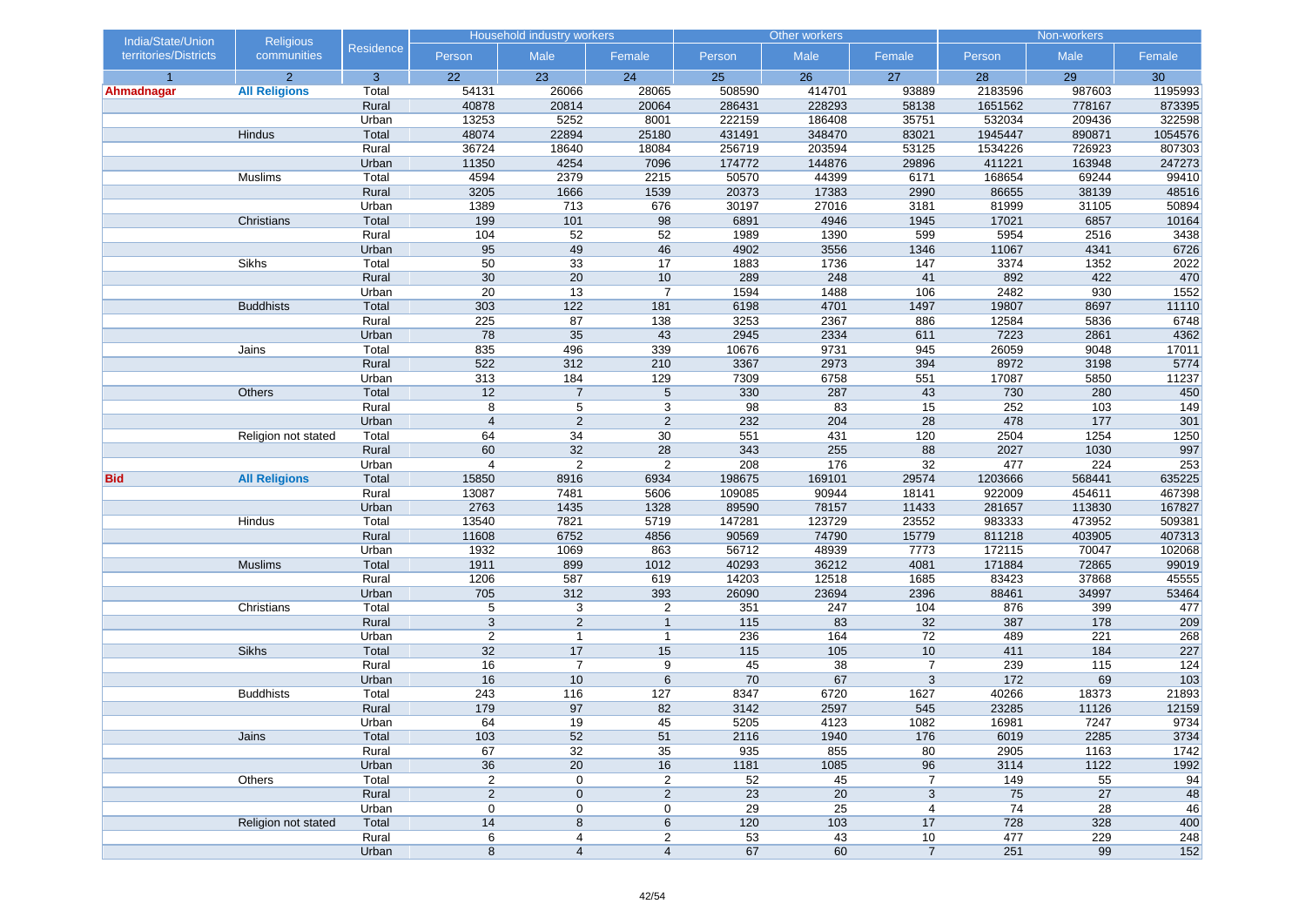| India/State/Union territories/Districts | Religious communities | Residence | Household industry workers | | | Other workers | | | Non-workers | | |
|---|---|---|---|---|---|---|---|---|---|---|---|
| | | | Person | Male | Female | Person | Male | Female | Person | Male | Female |
| 1 | 2 | 3 | 22 | 23 | 24 | 25 | 26 | 27 | 28 | 29 | 30 |
| **Ahmadnagar** | **All Religions** | Total | 54131 | 26066 | 28065 | 508590 | 414701 | 93889 | 2183596 | 987603 | 1195993 |
| | | Rural | 40878 | 20814 | 20064 | 286431 | 228293 | 58138 | 1651562 | 778167 | 873395 |
| | | Urban | 13253 | 5252 | 8001 | 222159 | 186408 | 35751 | 532034 | 209436 | 322598 |
| | Hindus | Total | 48074 | 22894 | 25180 | 431491 | 348470 | 83021 | 1945447 | 890871 | 1054576 |
| | | Rural | 36724 | 18640 | 18084 | 256719 | 203594 | 53125 | 1534226 | 726923 | 807303 |
| | | Urban | 11350 | 4254 | 7096 | 174772 | 144876 | 29896 | 411221 | 163948 | 247273 |
| | Muslims | Total | 4594 | 2379 | 2215 | 50570 | 44399 | 6171 | 168654 | 69244 | 99410 |
| | | Rural | 3205 | 1666 | 1539 | 20373 | 17383 | 2990 | 86655 | 38139 | 48516 |
| | | Urban | 1389 | 713 | 676 | 30197 | 27016 | 3181 | 81999 | 31105 | 50894 |
| | Christians | Total | 199 | 101 | 98 | 6891 | 4946 | 1945 | 17021 | 6857 | 10164 |
| | | Rural | 104 | 52 | 52 | 1989 | 1390 | 599 | 5954 | 2516 | 3438 |
| | | Urban | 95 | 49 | 46 | 4902 | 3556 | 1346 | 11067 | 4341 | 6726 |
| | Sikhs | Total | 50 | 33 | 17 | 1883 | 1736 | 147 | 3374 | 1352 | 2022 |
| | | Rural | 30 | 20 | 10 | 289 | 248 | 41 | 892 | 422 | 470 |
| | | Urban | 20 | 13 | 7 | 1594 | 1488 | 106 | 2482 | 930 | 1552 |
| | Buddhists | Total | 303 | 122 | 181 | 6198 | 4701 | 1497 | 19807 | 8697 | 11110 |
| | | Rural | 225 | 87 | 138 | 3253 | 2367 | 886 | 12584 | 5836 | 6748 |
| | | Urban | 78 | 35 | 43 | 2945 | 2334 | 611 | 7223 | 2861 | 4362 |
| | Jains | Total | 835 | 496 | 339 | 10676 | 9731 | 945 | 26059 | 9048 | 17011 |
| | | Rural | 522 | 312 | 210 | 3367 | 2973 | 394 | 8972 | 3198 | 5774 |
| | | Urban | 313 | 184 | 129 | 7309 | 6758 | 551 | 17087 | 5850 | 11237 |
| | Others | Total | 12 | 7 | 5 | 330 | 287 | 43 | 730 | 280 | 450 |
| | | Rural | 8 | 5 | 3 | 98 | 83 | 15 | 252 | 103 | 149 |
| | | Urban | 4 | 2 | 2 | 232 | 204 | 28 | 478 | 177 | 301 |
| | Religion not stated | Total | 64 | 34 | 30 | 551 | 431 | 120 | 2504 | 1254 | 1250 |
| | | Rural | 60 | 32 | 28 | 343 | 255 | 88 | 2027 | 1030 | 997 |
| | | Urban | 4 | 2 | 2 | 208 | 176 | 32 | 477 | 224 | 253 |
| **Bid** | **All Religions** | Total | 15850 | 8916 | 6934 | 198675 | 169101 | 29574 | 1203666 | 568441 | 635225 |
| | | Rural | 13087 | 7481 | 5606 | 109085 | 90944 | 18141 | 922009 | 454611 | 467398 |
| | | Urban | 2763 | 1435 | 1328 | 89590 | 78157 | 11433 | 281657 | 113830 | 167827 |
| | Hindus | Total | 13540 | 7821 | 5719 | 147281 | 123729 | 23552 | 983333 | 473952 | 509381 |
| | | Rural | 11608 | 6752 | 4856 | 90569 | 74790 | 15779 | 811218 | 403905 | 407313 |
| | | Urban | 1932 | 1069 | 863 | 56712 | 48939 | 7773 | 172115 | 70047 | 102068 |
| | Muslims | Total | 1911 | 899 | 1012 | 40293 | 36212 | 4081 | 171884 | 72865 | 99019 |
| | | Rural | 1206 | 587 | 619 | 14203 | 12518 | 1685 | 83423 | 37868 | 45555 |
| | | Urban | 705 | 312 | 393 | 26090 | 23694 | 2396 | 88461 | 34997 | 53464 |
| | Christians | Total | 5 | 3 | 2 | 351 | 247 | 104 | 876 | 399 | 477 |
| | | Rural | 3 | 2 | 1 | 115 | 83 | 32 | 387 | 178 | 209 |
| | | Urban | 2 | 1 | 1 | 236 | 164 | 72 | 489 | 221 | 268 |
| | Sikhs | Total | 32 | 17 | 15 | 115 | 105 | 10 | 411 | 184 | 227 |
| | | Rural | 16 | 7 | 9 | 45 | 38 | 7 | 239 | 115 | 124 |
| | | Urban | 16 | 10 | 6 | 70 | 67 | 3 | 172 | 69 | 103 |
| | Buddhists | Total | 243 | 116 | 127 | 8347 | 6720 | 1627 | 40266 | 18373 | 21893 |
| | | Rural | 179 | 97 | 82 | 3142 | 2597 | 545 | 23285 | 11126 | 12159 |
| | | Urban | 64 | 19 | 45 | 5205 | 4123 | 1082 | 16981 | 7247 | 9734 |
| | Jains | Total | 103 | 52 | 51 | 2116 | 1940 | 176 | 6019 | 2285 | 3734 |
| | | Rural | 67 | 32 | 35 | 935 | 855 | 80 | 2905 | 1163 | 1742 |
| | | Urban | 36 | 20 | 16 | 1181 | 1085 | 96 | 3114 | 1122 | 1992 |
| | Others | Total | 2 | 0 | 2 | 52 | 45 | 7 | 149 | 55 | 94 |
| | | Rural | 2 | 0 | 2 | 23 | 20 | 3 | 75 | 27 | 48 |
| | | Urban | 0 | 0 | 0 | 29 | 25 | 4 | 74 | 28 | 46 |
| | Religion not stated | Total | 14 | 8 | 6 | 120 | 103 | 17 | 728 | 328 | 400 |
| | | Rural | 6 | 4 | 2 | 53 | 43 | 10 | 477 | 229 | 248 |
| | | Urban | 8 | 4 | 4 | 67 | 60 | 7 | 251 | 99 | 152 |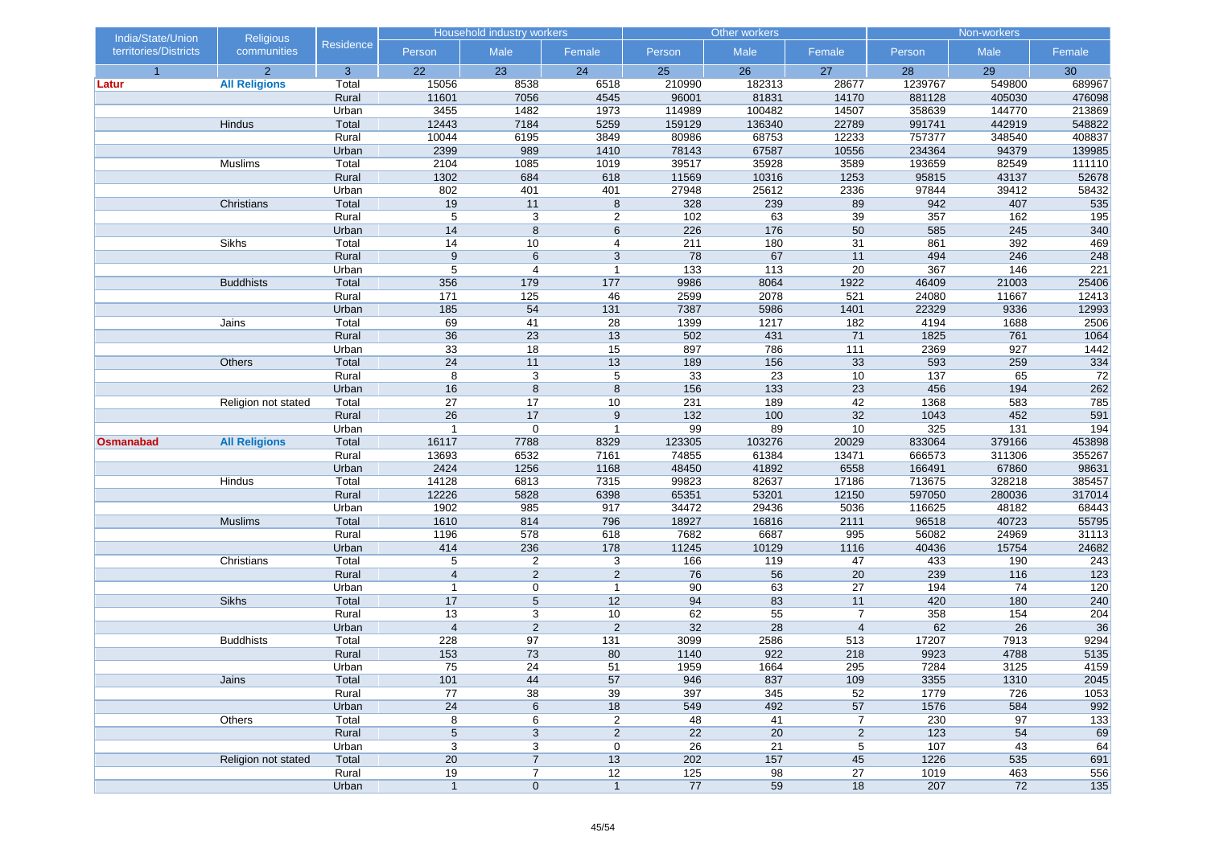| India/State/Union territories/Districts | Religious communities | Residence | Household industry workers | | | Other workers | | | Non-workers | | |
|---|---|---|---|---|---|---|---|---|---|---|---|
| | | | Person | Male | Female | Person | Male | Female | Person | Male | Female |
| 1 | 2 | 3 | 22 | 23 | 24 | 25 | 26 | 27 | 28 | 29 | 30 |
| **Latur** | **All Religions** | Total | 15056 | 8538 | 6518 | 210990 | 182313 | 28677 | 1239767 | 549800 | 689967 |
| | | Rural | 11601 | 7056 | 4545 | 96001 | 81831 | 14170 | 881128 | 405030 | 476098 |
| | | Urban | 3455 | 1482 | 1973 | 114989 | 100482 | 14507 | 358639 | 144770 | 213869 |
| | Hindus | Total | 12443 | 7184 | 5259 | 159129 | 136340 | 22789 | 991741 | 442919 | 548822 |
| | | Rural | 10044 | 6195 | 3849 | 80986 | 68753 | 12233 | 757377 | 348540 | 408837 |
| | | Urban | 2399 | 989 | 1410 | 78143 | 67587 | 10556 | 234364 | 94379 | 139985 |
| | Muslims | Total | 2104 | 1085 | 1019 | 39517 | 35928 | 3589 | 193659 | 82549 | 111110 |
| | | Rural | 1302 | 684 | 618 | 11569 | 10316 | 1253 | 95815 | 43137 | 52678 |
| | | Urban | 802 | 401 | 401 | 27948 | 25612 | 2336 | 97844 | 39412 | 58432 |
| | Christians | Total | 19 | 11 | 8 | 328 | 239 | 89 | 942 | 407 | 535 |
| | | Rural | 5 | 3 | 2 | 102 | 63 | 39 | 357 | 162 | 195 |
| | | Urban | 14 | 8 | 6 | 226 | 176 | 50 | 585 | 245 | 340 |
| | Sikhs | Total | 14 | 10 | 4 | 211 | 180 | 31 | 861 | 392 | 469 |
| | | Rural | 9 | 6 | 3 | 78 | 67 | 11 | 494 | 246 | 248 |
| | | Urban | 5 | 4 | 1 | 133 | 113 | 20 | 367 | 146 | 221 |
| | Buddhists | Total | 356 | 179 | 177 | 9986 | 8064 | 1922 | 46409 | 21003 | 25406 |
| | | Rural | 171 | 125 | 46 | 2599 | 2078 | 521 | 24080 | 11667 | 12413 |
| | | Urban | 185 | 54 | 131 | 7387 | 5986 | 1401 | 22329 | 9336 | 12993 |
| | Jains | Total | 69 | 41 | 28 | 1399 | 1217 | 182 | 4194 | 1688 | 2506 |
| | | Rural | 36 | 23 | 13 | 502 | 431 | 71 | 1825 | 761 | 1064 |
| | | Urban | 33 | 18 | 15 | 897 | 786 | 111 | 2369 | 927 | 1442 |
| | Others | Total | 24 | 11 | 13 | 189 | 156 | 33 | 593 | 259 | 334 |
| | | Rural | 8 | 3 | 5 | 33 | 23 | 10 | 137 | 65 | 72 |
| | | Urban | 16 | 8 | 8 | 156 | 133 | 23 | 456 | 194 | 262 |
| | Religion not stated | Total | 27 | 17 | 10 | 231 | 189 | 42 | 1368 | 583 | 785 |
| | | Rural | 26 | 17 | 9 | 132 | 100 | 32 | 1043 | 452 | 591 |
| | | Urban | 1 | 0 | 1 | 99 | 89 | 10 | 325 | 131 | 194 |
| **Osmanabad** | **All Religions** | Total | 16117 | 7788 | 8329 | 123305 | 103276 | 20029 | 833064 | 379166 | 453898 |
| | | Rural | 13693 | 6532 | 7161 | 74855 | 61384 | 13471 | 666573 | 311306 | 355267 |
| | | Urban | 2424 | 1256 | 1168 | 48450 | 41892 | 6558 | 166491 | 67860 | 98631 |
| | Hindus | Total | 14128 | 6813 | 7315 | 99823 | 82637 | 17186 | 713675 | 328218 | 385457 |
| | | Rural | 12226 | 5828 | 6398 | 65351 | 53201 | 12150 | 597050 | 280036 | 317014 |
| | | Urban | 1902 | 985 | 917 | 34472 | 29436 | 5036 | 116625 | 48182 | 68443 |
| | Muslims | Total | 1610 | 814 | 796 | 18927 | 16816 | 2111 | 96518 | 40723 | 55795 |
| | | Rural | 1196 | 578 | 618 | 7682 | 6687 | 995 | 56082 | 24969 | 31113 |
| | | Urban | 414 | 236 | 178 | 11245 | 10129 | 1116 | 40436 | 15754 | 24682 |
| | Christians | Total | 5 | 2 | 3 | 166 | 119 | 47 | 433 | 190 | 243 |
| | | Rural | 4 | 2 | 2 | 76 | 56 | 20 | 239 | 116 | 123 |
| | | Urban | 1 | 0 | 1 | 90 | 63 | 27 | 194 | 74 | 120 |
| | Sikhs | Total | 17 | 5 | 12 | 94 | 83 | 11 | 420 | 180 | 240 |
| | | Rural | 13 | 3 | 10 | 62 | 55 | 7 | 358 | 154 | 204 |
| | | Urban | 4 | 2 | 2 | 32 | 28 | 4 | 62 | 26 | 36 |
| | Buddhists | Total | 228 | 97 | 131 | 3099 | 2586 | 513 | 17207 | 7913 | 9294 |
| | | Rural | 153 | 73 | 80 | 1140 | 922 | 218 | 9923 | 4788 | 5135 |
| | | Urban | 75 | 24 | 51 | 1959 | 1664 | 295 | 7284 | 3125 | 4159 |
| | Jains | Total | 101 | 44 | 57 | 946 | 837 | 109 | 3355 | 1310 | 2045 |
| | | Rural | 77 | 38 | 39 | 397 | 345 | 52 | 1779 | 726 | 1053 |
| | | Urban | 24 | 6 | 18 | 549 | 492 | 57 | 1576 | 584 | 992 |
| | Others | Total | 8 | 6 | 2 | 48 | 41 | 7 | 230 | 97 | 133 |
| | | Rural | 5 | 3 | 2 | 22 | 20 | 2 | 123 | 54 | 69 |
| | | Urban | 3 | 3 | 0 | 26 | 21 | 5 | 107 | 43 | 64 |
| | Religion not stated | Total | 20 | 7 | 13 | 202 | 157 | 45 | 1226 | 535 | 691 |
| | | Rural | 19 | 7 | 12 | 125 | 98 | 27 | 1019 | 463 | 556 |
| | | Urban | 1 | 0 | 1 | 77 | 59 | 18 | 207 | 72 | 135 |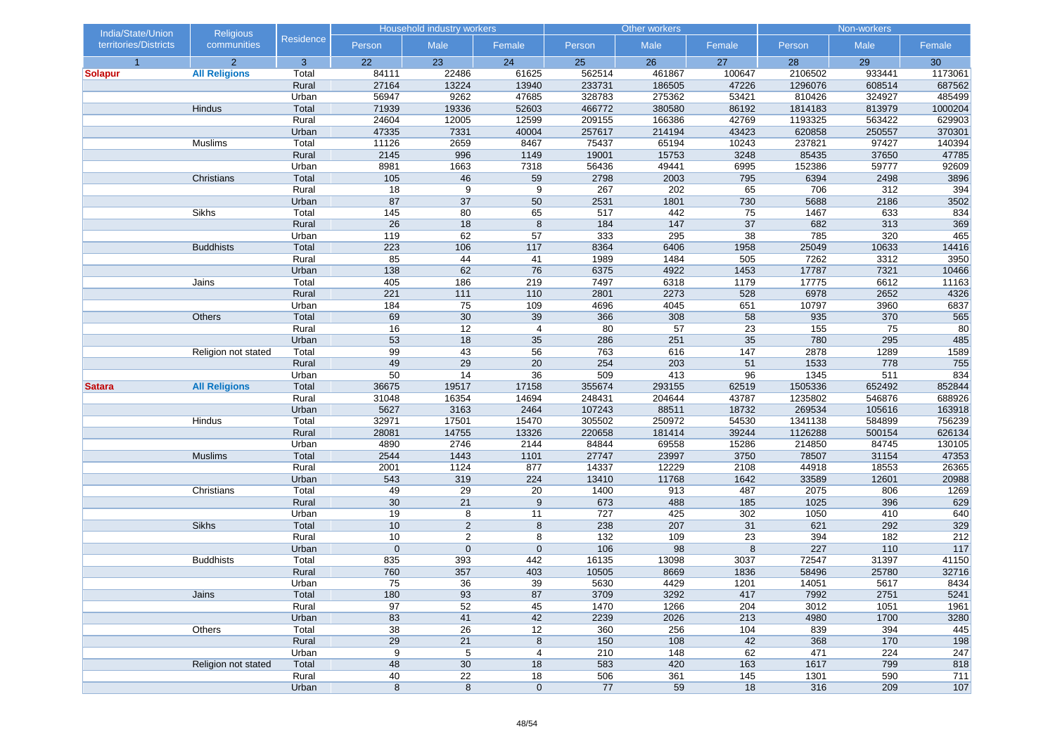| India/State/Union territories/Districts | Religious communities | Residence | Household industry workers | | | Other workers | | | Non-workers | | |
|---|---|---|---|---|---|---|---|---|---|---|---|
| | | | Person | Male | Female | Person | Male | Female | Person | Male | Female |
| 1 | 2 | 3 | 22 | 23 | 24 | 25 | 26 | 27 | 28 | 29 | 30 |
| **Solapur** | **All Religions** | Total | 84111 | 22486 | 61625 | 562514 | 461867 | 100647 | 2106502 | 933441 | 1173061 |
| | | Rural | 27164 | 13224 | 13940 | 233731 | 186505 | 47226 | 1296076 | 608514 | 687562 |
| | | Urban | 56947 | 9262 | 47685 | 328783 | 275362 | 53421 | 810426 | 324927 | 485499 |
| | Hindus | Total | 71939 | 19336 | 52603 | 466772 | 380580 | 86192 | 1814183 | 813979 | 1000204 |
| | | Rural | 24604 | 12005 | 12599 | 209155 | 166386 | 42769 | 1193325 | 563422 | 629903 |
| | | Urban | 47335 | 7331 | 40004 | 257617 | 214194 | 43423 | 620858 | 250557 | 370301 |
| | Muslims | Total | 11126 | 2659 | 8467 | 75437 | 65194 | 10243 | 237821 | 97427 | 140394 |
| | | Rural | 2145 | 996 | 1149 | 19001 | 15753 | 3248 | 85435 | 37650 | 47785 |
| | | Urban | 8981 | 1663 | 7318 | 56436 | 49441 | 6995 | 152386 | 59777 | 92609 |
| | Christians | Total | 105 | 46 | 59 | 2798 | 2003 | 795 | 6394 | 2498 | 3896 |
| | | Rural | 18 | 9 | 9 | 267 | 202 | 65 | 706 | 312 | 394 |
| | | Urban | 87 | 37 | 50 | 2531 | 1801 | 730 | 5688 | 2186 | 3502 |
| | Sikhs | Total | 145 | 80 | 65 | 517 | 442 | 75 | 1467 | 633 | 834 |
| | | Rural | 26 | 18 | 8 | 184 | 147 | 37 | 682 | 313 | 369 |
| | | Urban | 119 | 62 | 57 | 333 | 295 | 38 | 785 | 320 | 465 |
| | Buddhists | Total | 223 | 106 | 117 | 8364 | 6406 | 1958 | 25049 | 10633 | 14416 |
| | | Rural | 85 | 44 | 41 | 1989 | 1484 | 505 | 7262 | 3312 | 3950 |
| | | Urban | 138 | 62 | 76 | 6375 | 4922 | 1453 | 17787 | 7321 | 10466 |
| | Jains | Total | 405 | 186 | 219 | 7497 | 6318 | 1179 | 17775 | 6612 | 11163 |
| | | Rural | 221 | 111 | 110 | 2801 | 2273 | 528 | 6978 | 2652 | 4326 |
| | | Urban | 184 | 75 | 109 | 4696 | 4045 | 651 | 10797 | 3960 | 6837 |
| | Others | Total | 69 | 30 | 39 | 366 | 308 | 58 | 935 | 370 | 565 |
| | | Rural | 16 | 12 | 4 | 80 | 57 | 23 | 155 | 75 | 80 |
| | | Urban | 53 | 18 | 35 | 286 | 251 | 35 | 780 | 295 | 485 |
| | Religion not stated | Total | 99 | 43 | 56 | 763 | 616 | 147 | 2878 | 1289 | 1589 |
| | | Rural | 49 | 29 | 20 | 254 | 203 | 51 | 1533 | 778 | 755 |
| | | Urban | 50 | 14 | 36 | 509 | 413 | 96 | 1345 | 511 | 834 |
| **Satara** | **All Religions** | Total | 36675 | 19517 | 17158 | 355674 | 293155 | 62519 | 1505336 | 652492 | 852844 |
| | | Rural | 31048 | 16354 | 14694 | 248431 | 204644 | 43787 | 1235802 | 546876 | 688926 |
| | | Urban | 5627 | 3163 | 2464 | 107243 | 88511 | 18732 | 269534 | 105616 | 163918 |
| | Hindus | Total | 32971 | 17501 | 15470 | 305502 | 250972 | 54530 | 1341138 | 584899 | 756239 |
| | | Rural | 28081 | 14755 | 13326 | 220658 | 181414 | 39244 | 1126288 | 500154 | 626134 |
| | | Urban | 4890 | 2746 | 2144 | 84844 | 69558 | 15286 | 214850 | 84745 | 130105 |
| | Muslims | Total | 2544 | 1443 | 1101 | 27747 | 23997 | 3750 | 78507 | 31154 | 47353 |
| | | Rural | 2001 | 1124 | 877 | 14337 | 12229 | 2108 | 44918 | 18553 | 26365 |
| | | Urban | 543 | 319 | 224 | 13410 | 11768 | 1642 | 33589 | 12601 | 20988 |
| | Christians | Total | 49 | 29 | 20 | 1400 | 913 | 487 | 2075 | 806 | 1269 |
| | | Rural | 30 | 21 | 9 | 673 | 488 | 185 | 1025 | 396 | 629 |
| | | Urban | 19 | 8 | 11 | 727 | 425 | 302 | 1050 | 410 | 640 |
| | Sikhs | Total | 10 | 2 | 8 | 238 | 207 | 31 | 621 | 292 | 329 |
| | | Rural | 10 | 2 | 8 | 132 | 109 | 23 | 394 | 182 | 212 |
| | | Urban | 0 | 0 | 0 | 106 | 98 | 8 | 227 | 110 | 117 |
| | Buddhists | Total | 835 | 393 | 442 | 16135 | 13098 | 3037 | 72547 | 31397 | 41150 |
| | | Rural | 760 | 357 | 403 | 10505 | 8669 | 1836 | 58496 | 25780 | 32716 |
| | | Urban | 75 | 36 | 39 | 5630 | 4429 | 1201 | 14051 | 5617 | 8434 |
| | Jains | Total | 180 | 93 | 87 | 3709 | 3292 | 417 | 7992 | 2751 | 5241 |
| | | Rural | 97 | 52 | 45 | 1470 | 1266 | 204 | 3012 | 1051 | 1961 |
| | | Urban | 83 | 41 | 42 | 2239 | 2026 | 213 | 4980 | 1700 | 3280 |
| | Others | Total | 38 | 26 | 12 | 360 | 256 | 104 | 839 | 394 | 445 |
| | | Rural | 29 | 21 | 8 | 150 | 108 | 42 | 368 | 170 | 198 |
| | | Urban | 9 | 5 | 4 | 210 | 148 | 62 | 471 | 224 | 247 |
| | Religion not stated | Total | 48 | 30 | 18 | 583 | 420 | 163 | 1617 | 799 | 818 |
| | | Rural | 40 | 22 | 18 | 506 | 361 | 145 | 1301 | 590 | 711 |
| | | Urban | 8 | 8 | 0 | 77 | 59 | 18 | 316 | 209 | 107 |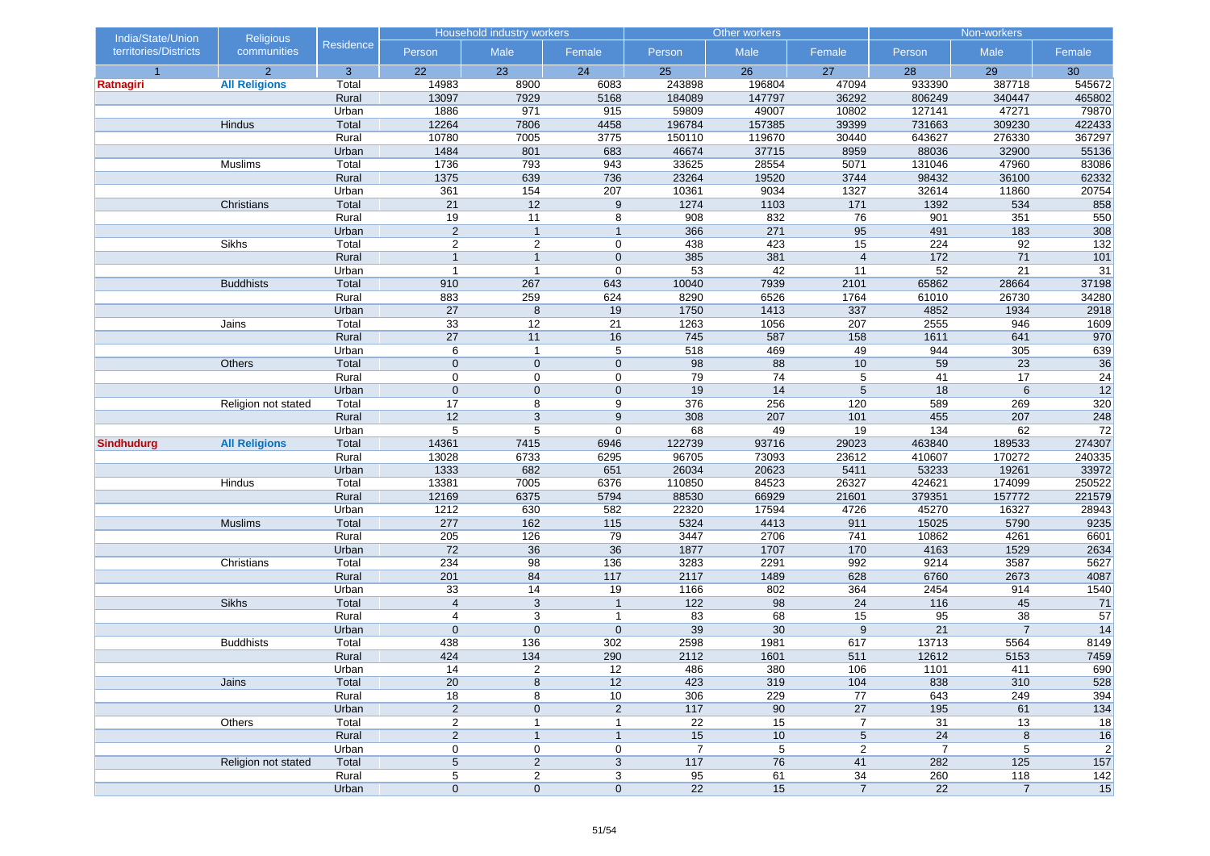| India/State/Union territories/Districts | Religious communities | Residence | Household industry workers | | | Other workers | | | Non-workers | | |
|---|---|---|---|---|---|---|---|---|---|---|---|
| | | | Person | Male | Female | Person | Male | Female | Person | Male | Female |
| 1 | 2 | 3 | 22 | 23 | 24 | 25 | 26 | 27 | 28 | 29 | 30 |
| **Ratnagiri** | **All Religions** | Total | 14983 | 8900 | 6083 | 243898 | 196804 | 47094 | 933390 | 387718 | 545672 |
| | | Rural | 13097 | 7929 | 5168 | 184089 | 147797 | 36292 | 806249 | 340447 | 465802 |
| | | Urban | 1886 | 971 | 915 | 59809 | 49007 | 10802 | 127141 | 47271 | 79870 |
| | Hindus | Total | 12264 | 7806 | 4458 | 196784 | 157385 | 39399 | 731663 | 309230 | 422433 |
| | | Rural | 10780 | 7005 | 3775 | 150110 | 119670 | 30440 | 643627 | 276330 | 367297 |
| | | Urban | 1484 | 801 | 683 | 46674 | 37715 | 8959 | 88036 | 32900 | 55136 |
| | Muslims | Total | 1736 | 793 | 943 | 33625 | 28554 | 5071 | 131046 | 47960 | 83086 |
| | | Rural | 1375 | 639 | 736 | 23264 | 19520 | 3744 | 98432 | 36100 | 62332 |
| | | Urban | 361 | 154 | 207 | 10361 | 9034 | 1327 | 32614 | 11860 | 20754 |
| | Christians | Total | 21 | 12 | 9 | 1274 | 1103 | 171 | 1392 | 534 | 858 |
| | | Rural | 19 | 11 | 8 | 908 | 832 | 76 | 901 | 351 | 550 |
| | | Urban | 2 | 1 | 1 | 366 | 271 | 95 | 491 | 183 | 308 |
| | Sikhs | Total | 2 | 2 | 0 | 438 | 423 | 15 | 224 | 92 | 132 |
| | | Rural | 1 | 1 | 0 | 385 | 381 | 4 | 172 | 71 | 101 |
| | | Urban | 1 | 1 | 0 | 53 | 42 | 11 | 52 | 21 | 31 |
| | Buddhists | Total | 910 | 267 | 643 | 10040 | 7939 | 2101 | 65862 | 28664 | 37198 |
| | | Rural | 883 | 259 | 624 | 8290 | 6526 | 1764 | 61010 | 26730 | 34280 |
| | | Urban | 27 | 8 | 19 | 1750 | 1413 | 337 | 4852 | 1934 | 2918 |
| | Jains | Total | 33 | 12 | 21 | 1263 | 1056 | 207 | 2555 | 946 | 1609 |
| | | Rural | 27 | 11 | 16 | 745 | 587 | 158 | 1611 | 641 | 970 |
| | | Urban | 6 | 1 | 5 | 518 | 469 | 49 | 944 | 305 | 639 |
| | Others | Total | 0 | 0 | 0 | 98 | 88 | 10 | 59 | 23 | 36 |
| | | Rural | 0 | 0 | 0 | 79 | 74 | 5 | 41 | 17 | 24 |
| | | Urban | 0 | 0 | 0 | 19 | 14 | 5 | 18 | 6 | 12 |
| | Religion not stated | Total | 17 | 8 | 9 | 376 | 256 | 120 | 589 | 269 | 320 |
| | | Rural | 12 | 3 | 9 | 308 | 207 | 101 | 455 | 207 | 248 |
| | | Urban | 5 | 5 | 0 | 68 | 49 | 19 | 134 | 62 | 72 |
| **Sindhudurg** | **All Religions** | Total | 14361 | 7415 | 6946 | 122739 | 93716 | 29023 | 463840 | 189533 | 274307 |
| | | Rural | 13028 | 6733 | 6295 | 96705 | 73093 | 23612 | 410607 | 170272 | 240335 |
| | | Urban | 1333 | 682 | 651 | 26034 | 20623 | 5411 | 53233 | 19261 | 33972 |
| | Hindus | Total | 13381 | 7005 | 6376 | 110850 | 84523 | 26327 | 424621 | 174099 | 250522 |
| | | Rural | 12169 | 6375 | 5794 | 88530 | 66929 | 21601 | 379351 | 157772 | 221579 |
| | | Urban | 1212 | 630 | 582 | 22320 | 17594 | 4726 | 45270 | 16327 | 28943 |
| | Muslims | Total | 277 | 162 | 115 | 5324 | 4413 | 911 | 15025 | 5790 | 9235 |
| | | Rural | 205 | 126 | 79 | 3447 | 2706 | 741 | 10862 | 4261 | 6601 |
| | | Urban | 72 | 36 | 36 | 1877 | 1707 | 170 | 4163 | 1529 | 2634 |
| | Christians | Total | 234 | 98 | 136 | 3283 | 2291 | 992 | 9214 | 3587 | 5627 |
| | | Rural | 201 | 84 | 117 | 2117 | 1489 | 628 | 6760 | 2673 | 4087 |
| | | Urban | 33 | 14 | 19 | 1166 | 802 | 364 | 2454 | 914 | 1540 |
| | Sikhs | Total | 4 | 3 | 1 | 122 | 98 | 24 | 116 | 45 | 71 |
| | | Rural | 4 | 3 | 1 | 83 | 68 | 15 | 95 | 38 | 57 |
| | | Urban | 0 | 0 | 0 | 39 | 30 | 9 | 21 | 7 | 14 |
| | Buddhists | Total | 438 | 136 | 302 | 2598 | 1981 | 617 | 13713 | 5564 | 8149 |
| | | Rural | 424 | 134 | 290 | 2112 | 1601 | 511 | 12612 | 5153 | 7459 |
| | | Urban | 14 | 2 | 12 | 486 | 380 | 106 | 1101 | 411 | 690 |
| | Jains | Total | 20 | 8 | 12 | 423 | 319 | 104 | 838 | 310 | 528 |
| | | Rural | 18 | 8 | 10 | 306 | 229 | 77 | 643 | 249 | 394 |
| | | Urban | 2 | 0 | 2 | 117 | 90 | 27 | 195 | 61 | 134 |
| | Others | Total | 2 | 1 | 1 | 22 | 15 | 7 | 31 | 13 | 18 |
| | | Rural | 2 | 1 | 1 | 15 | 10 | 5 | 24 | 8 | 16 |
| | | Urban | 0 | 0 | 0 | 7 | 5 | 2 | 7 | 5 | 2 |
| | Religion not stated | Total | 5 | 2 | 3 | 117 | 76 | 41 | 282 | 125 | 157 |
| | | Rural | 5 | 2 | 3 | 95 | 61 | 34 | 260 | 118 | 142 |
| | | Urban | 0 | 0 | 0 | 22 | 15 | 7 | 22 | 7 | 15 |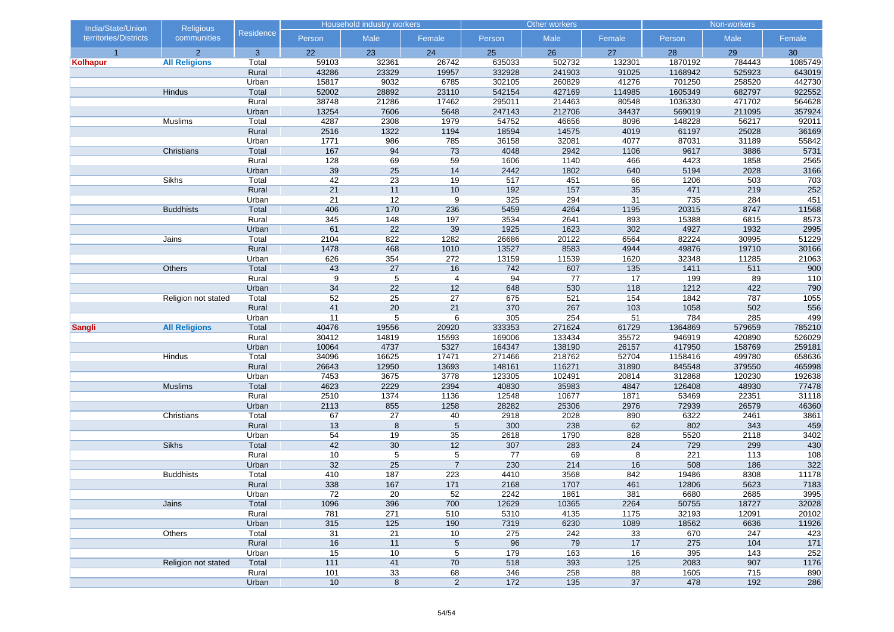| India/State/Union territories/Districts | Religious communities | Residence | Household industry workers | | | Other workers | | | Non-workers | | |
|---|---|---|---|---|---|---|---|---|---|---|---|
| | | | Person | Male | Female | Person | Male | Female | Person | Male | Female |
| 1 | 2 | 3 | 22 | 23 | 24 | 25 | 26 | 27 | 28 | 29 | 30 |
| **Kolhapur** | **All Religions** | Total | 59103 | 32361 | 26742 | 635033 | 502732 | 132301 | 1870192 | 784443 | 1085749 |
| | | Rural | 43286 | 23329 | 19957 | 332928 | 241903 | 91025 | 1168942 | 525923 | 643019 |
| | | Urban | 15817 | 9032 | 6785 | 302105 | 260829 | 41276 | 701250 | 258520 | 442730 |
| | Hindus | Total | 52002 | 28892 | 23110 | 542154 | 427169 | 114985 | 1605349 | 682797 | 922552 |
| | | Rural | 38748 | 21286 | 17462 | 295011 | 214463 | 80548 | 1036330 | 471702 | 564628 |
| | | Urban | 13254 | 7606 | 5648 | 247143 | 212706 | 34437 | 569019 | 211095 | 357924 |
| | Muslims | Total | 4287 | 2308 | 1979 | 54752 | 46656 | 8096 | 148228 | 56217 | 92011 |
| | | Rural | 2516 | 1322 | 1194 | 18594 | 14575 | 4019 | 61197 | 25028 | 36169 |
| | | Urban | 1771 | 986 | 785 | 36158 | 32081 | 4077 | 87031 | 31189 | 55842 |
| | Christians | Total | 167 | 94 | 73 | 4048 | 2942 | 1106 | 9617 | 3886 | 5731 |
| | | Rural | 128 | 69 | 59 | 1606 | 1140 | 466 | 4423 | 1858 | 2565 |
| | | Urban | 39 | 25 | 14 | 2442 | 1802 | 640 | 5194 | 2028 | 3166 |
| | Sikhs | Total | 42 | 23 | 19 | 517 | 451 | 66 | 1206 | 503 | 703 |
| | | Rural | 21 | 11 | 10 | 192 | 157 | 35 | 471 | 219 | 252 |
| | | Urban | 21 | 12 | 9 | 325 | 294 | 31 | 735 | 284 | 451 |
| | Buddhists | Total | 406 | 170 | 236 | 5459 | 4264 | 1195 | 20315 | 8747 | 11568 |
| | | Rural | 345 | 148 | 197 | 3534 | 2641 | 893 | 15388 | 6815 | 8573 |
| | | Urban | 61 | 22 | 39 | 1925 | 1623 | 302 | 4927 | 1932 | 2995 |
| | Jains | Total | 2104 | 822 | 1282 | 26686 | 20122 | 6564 | 82224 | 30995 | 51229 |
| | | Rural | 1478 | 468 | 1010 | 13527 | 8583 | 4944 | 49876 | 19710 | 30166 |
| | | Urban | 626 | 354 | 272 | 13159 | 11539 | 1620 | 32348 | 11285 | 21063 |
| | Others | Total | 43 | 27 | 16 | 742 | 607 | 135 | 1411 | 511 | 900 |
| | | Rural | 9 | 5 | 4 | 94 | 77 | 17 | 199 | 89 | 110 |
| | | Urban | 34 | 22 | 12 | 648 | 530 | 118 | 1212 | 422 | 790 |
| | Religion not stated | Total | 52 | 25 | 27 | 675 | 521 | 154 | 1842 | 787 | 1055 |
| | | Rural | 41 | 20 | 21 | 370 | 267 | 103 | 1058 | 502 | 556 |
| | | Urban | 11 | 5 | 6 | 305 | 254 | 51 | 784 | 285 | 499 |
| **Sangli** | **All Religions** | Total | 40476 | 19556 | 20920 | 333353 | 271624 | 61729 | 1364869 | 579659 | 785210 |
| | | Rural | 30412 | 14819 | 15593 | 169006 | 133434 | 35572 | 946919 | 420890 | 526029 |
| | | Urban | 10064 | 4737 | 5327 | 164347 | 138190 | 26157 | 417950 | 158769 | 259181 |
| | Hindus | Total | 34096 | 16625 | 17471 | 271466 | 218762 | 52704 | 1158416 | 499780 | 658636 |
| | | Rural | 26643 | 12950 | 13693 | 148161 | 116271 | 31890 | 845548 | 379550 | 465998 |
| | | Urban | 7453 | 3675 | 3778 | 123305 | 102491 | 20814 | 312868 | 120230 | 192638 |
| | Muslims | Total | 4623 | 2229 | 2394 | 40830 | 35983 | 4847 | 126408 | 48930 | 77478 |
| | | Rural | 2510 | 1374 | 1136 | 12548 | 10677 | 1871 | 53469 | 22351 | 31118 |
| | | Urban | 2113 | 855 | 1258 | 28282 | 25306 | 2976 | 72939 | 26579 | 46360 |
| | Christians | Total | 67 | 27 | 40 | 2918 | 2028 | 890 | 6322 | 2461 | 3861 |
| | | Rural | 13 | 8 | 5 | 300 | 238 | 62 | 802 | 343 | 459 |
| | | Urban | 54 | 19 | 35 | 2618 | 1790 | 828 | 5520 | 2118 | 3402 |
| | Sikhs | Total | 42 | 30 | 12 | 307 | 283 | 24 | 729 | 299 | 430 |
| | | Rural | 10 | 5 | 5 | 77 | 69 | 8 | 221 | 113 | 108 |
| | | Urban | 32 | 25 | 7 | 230 | 214 | 16 | 508 | 186 | 322 |
| | Buddhists | Total | 410 | 187 | 223 | 4410 | 3568 | 842 | 19486 | 8308 | 11178 |
| | | Rural | 338 | 167 | 171 | 2168 | 1707 | 461 | 12806 | 5623 | 7183 |
| | | Urban | 72 | 20 | 52 | 2242 | 1861 | 381 | 6680 | 2685 | 3995 |
| | Jains | Total | 1096 | 396 | 700 | 12629 | 10365 | 2264 | 50755 | 18727 | 32028 |
| | | Rural | 781 | 271 | 510 | 5310 | 4135 | 1175 | 32193 | 12091 | 20102 |
| | | Urban | 315 | 125 | 190 | 7319 | 6230 | 1089 | 18562 | 6636 | 11926 |
| | Others | Total | 31 | 21 | 10 | 275 | 242 | 33 | 670 | 247 | 423 |
| | | Rural | 16 | 11 | 5 | 96 | 79 | 17 | 275 | 104 | 171 |
| | | Urban | 15 | 10 | 5 | 179 | 163 | 16 | 395 | 143 | 252 |
| | Religion not stated | Total | 111 | 41 | 70 | 518 | 393 | 125 | 2083 | 907 | 1176 |
| | | Rural | 101 | 33 | 68 | 346 | 258 | 88 | 1605 | 715 | 890 |
| | | Urban | 10 | 8 | 2 | 172 | 135 | 37 | 478 | 192 | 286 |